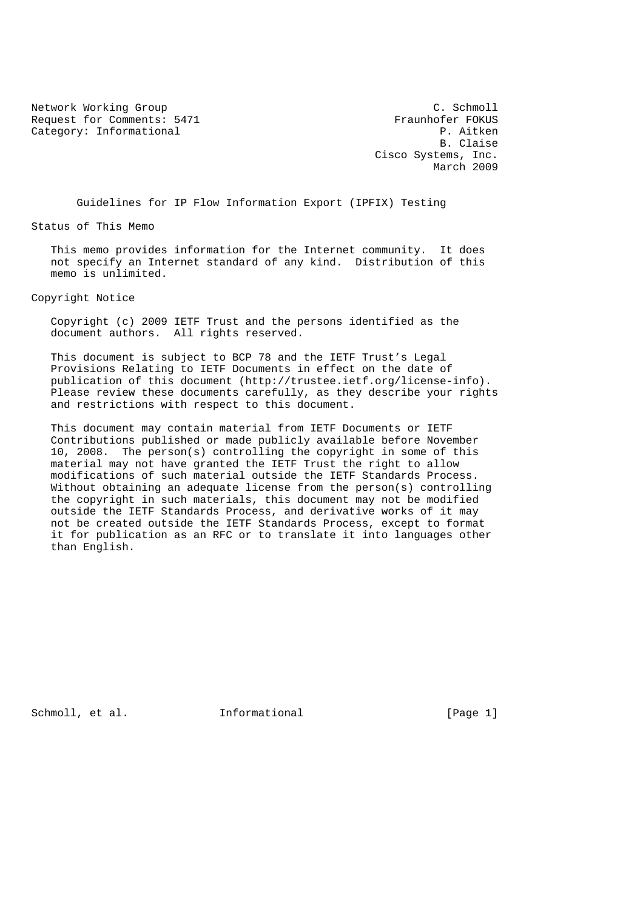Network Working Group  
Request for Comments: 5471  
Category: Informational

C. Schmoll  
Fraunhofer FOKUS  
P. Aitken  
B. Claise  
Cisco Systems, Inc.  
March 2009

# Guidelines for IP Flow Information Export (IPFIX) Testing

## Status of This Memo

This memo provides information for the Internet community. It does not specify an Internet standard of any kind. Distribution of this memo is unlimited.

## Copyright Notice

Copyright (c) 2009 IETF Trust and the persons identified as the document authors. All rights reserved.

This document is subject to BCP 78 and the IETF Trust's Legal Provisions Relating to IETF Documents in effect on the date of publication of this document (http://trustee.ietf.org/license-info). Please review these documents carefully, as they describe your rights and restrictions with respect to this document.

This document may contain material from IETF Documents or IETF Contributions published or made publicly available before November 10, 2008. The person(s) controlling the copyright in some of this material may not have granted the IETF Trust the right to allow modifications of such material outside the IETF Standards Process. Without obtaining an adequate license from the person(s) controlling the copyright in such materials, this document may not be modified outside the IETF Standards Process, and derivative works of it may not be created outside the IETF Standards Process, except to format it for publication as an RFC or to translate it into languages other than English.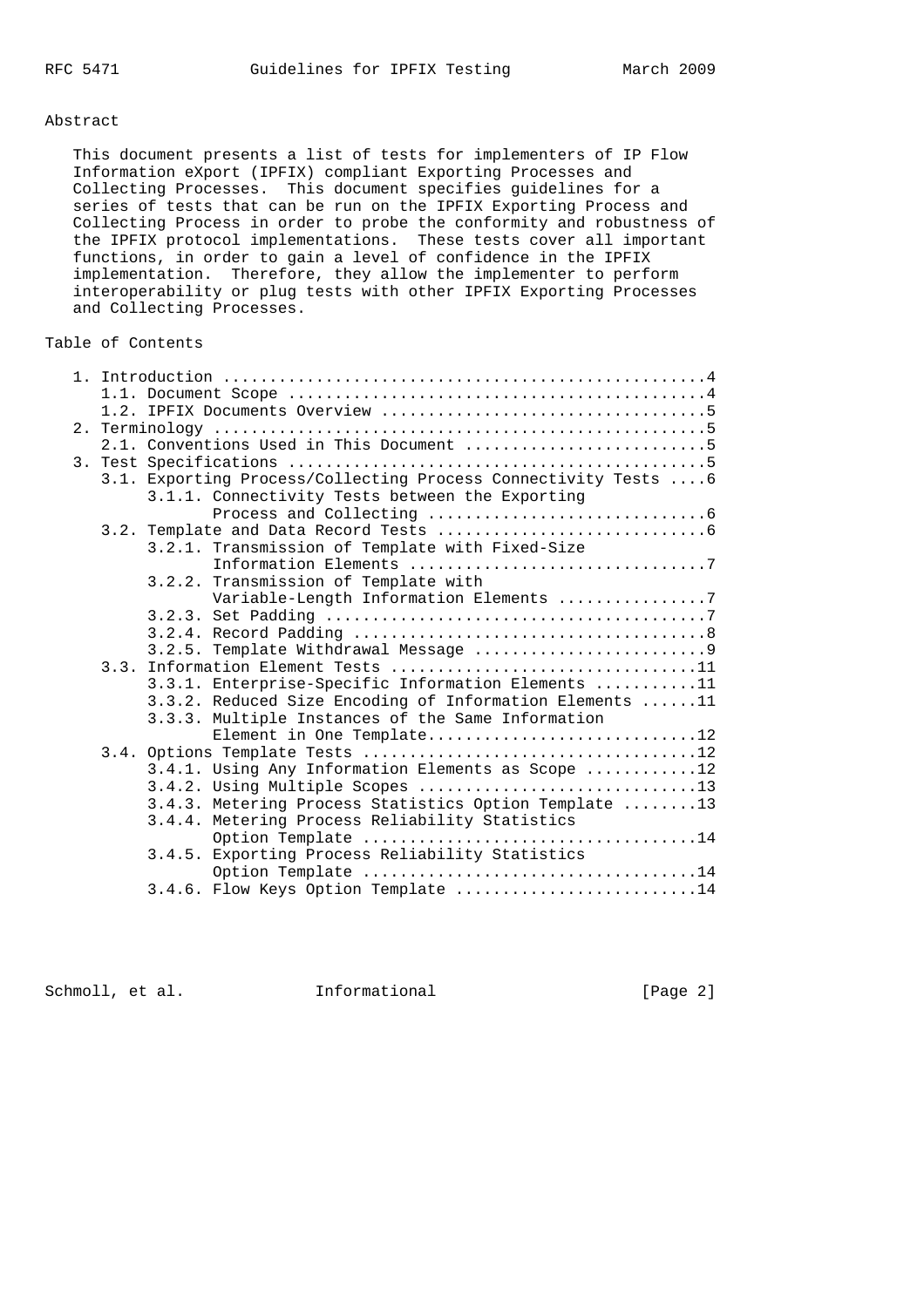## Abstract

This document presents a list of tests for implementers of IP Flow Information eXport (IPFIX) compliant Exporting Processes and Collecting Processes. This document specifies guidelines for a series of tests that can be run on the IPFIX Exporting Process and Collecting Process in order to probe the conformity and robustness of the IPFIX protocol implementations. These tests cover all important functions, in order to gain a level of confidence in the IPFIX implementation. Therefore, they allow the implementer to perform interoperability or plug tests with other IPFIX Exporting Processes and Collecting Processes.

## Table of Contents

```
   1. Introduction ....................................................4
      1.1. Document Scope .............................................4
      1.2. IPFIX Documents Overview ...................................5
   2. Terminology .....................................................5
      2.1. Conventions Used in This Document ..........................5
   3. Test Specifications .............................................5
      3.1. Exporting Process/Collecting Process Connectivity Tests ....6
           3.1.1. Connectivity Tests between the Exporting
                  Process and Collecting ..............................6
      3.2. Template and Data Record Tests .............................6
           3.2.1. Transmission of Template with Fixed-Size
                  Information Elements ................................7
           3.2.2. Transmission of Template with
                  Variable-Length Information Elements ................7
           3.2.3. Set Padding .........................................7
           3.2.4. Record Padding ......................................8
           3.2.5. Template Withdrawal Message .........................9
      3.3. Information Element Tests .................................11
           3.3.1. Enterprise-Specific Information Elements ...........11
           3.3.2. Reduced Size Encoding of Information Elements ......11
           3.3.3. Multiple Instances of the Same Information
                  Element in One Template.............................12
      3.4. Options Template Tests ....................................12
           3.4.1. Using Any Information Elements as Scope ............12
           3.4.2. Using Multiple Scopes ..............................13
           3.4.3. Metering Process Statistics Option Template ........13
           3.4.4. Metering Process Reliability Statistics
                  Option Template ....................................14
           3.4.5. Exporting Process Reliability Statistics
                  Option Template ....................................14
           3.4.6. Flow Keys Option Template ..........................14
```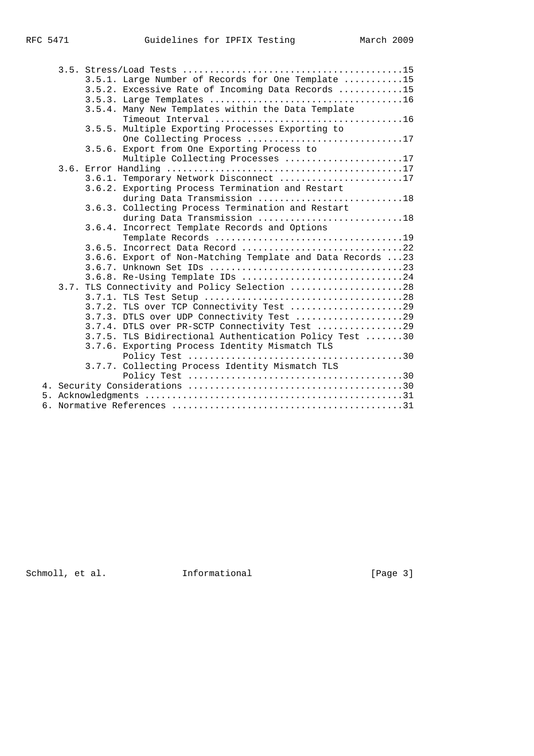```
   3.5. Stress/Load Tests ........................................15
        3.5.1. Large Number of Records for One Template ...........15
        3.5.2. Excessive Rate of Incoming Data Records ............15
        3.5.3. Large Templates ....................................16
        3.5.4. Many New Templates within the Data Template
               Timeout Interval ...................................16
        3.5.5. Multiple Exporting Processes Exporting to
               One Collecting Process .............................17
        3.5.6. Export from One Exporting Process to
               Multiple Collecting Processes ......................17
   3.6. Error Handling ...........................................17
        3.6.1. Temporary Network Disconnect .......................17
        3.6.2. Exporting Process Termination and Restart
               during Data Transmission ...........................18
        3.6.3. Collecting Process Termination and Restart
               during Data Transmission ...........................18
        3.6.4. Incorrect Template Records and Options
               Template Records ...................................19
        3.6.5. Incorrect Data Record ..............................22
        3.6.6. Export of Non-Matching Template and Data Records ...23
        3.6.7. Unknown Set IDs ....................................23
        3.6.8. Re-Using Template IDs ..............................24
   3.7. TLS Connectivity and Policy Selection ....................28
        3.7.1. TLS Test Setup .....................................28
        3.7.2. TLS over TCP Connectivity Test .....................29
        3.7.3. DTLS over UDP Connectivity Test ....................29
        3.7.4. DTLS over PR-SCTP Connectivity Test ................29
        3.7.5. TLS Bidirectional Authentication Policy Test .......30
        3.7.6. Exporting Process Identity Mismatch TLS
               Policy Test ........................................30
        3.7.7. Collecting Process Identity Mismatch TLS
               Policy Test ........................................30
4. Security Considerations .......................................30
5. Acknowledgments ...............................................31
6. Normative References ..........................................31
```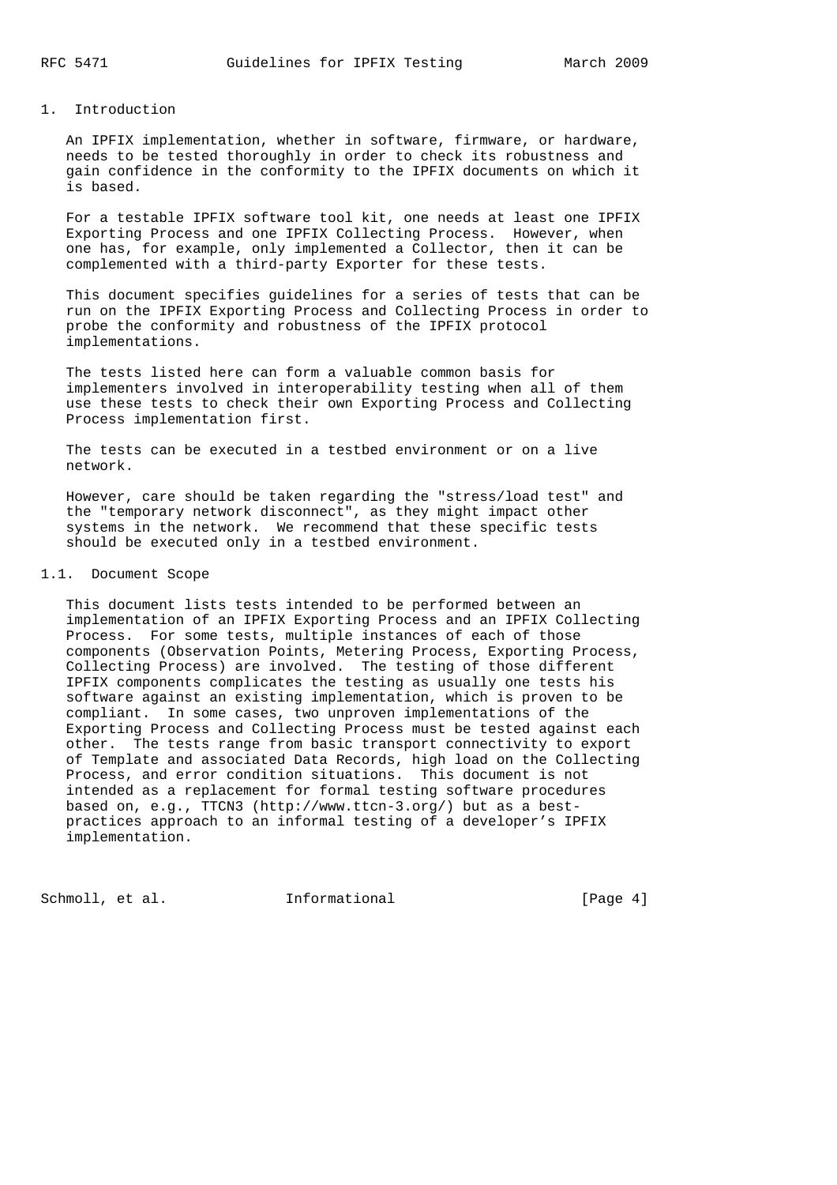# 1. Introduction

An IPFIX implementation, whether in software, firmware, or hardware, needs to be tested thoroughly in order to check its robustness and gain confidence in the conformity to the IPFIX documents on which it is based.

For a testable IPFIX software tool kit, one needs at least one IPFIX Exporting Process and one IPFIX Collecting Process. However, when one has, for example, only implemented a Collector, then it can be complemented with a third-party Exporter for these tests.

This document specifies guidelines for a series of tests that can be run on the IPFIX Exporting Process and Collecting Process in order to probe the conformity and robustness of the IPFIX protocol implementations.

The tests listed here can form a valuable common basis for implementers involved in interoperability testing when all of them use these tests to check their own Exporting Process and Collecting Process implementation first.

The tests can be executed in a testbed environment or on a live network.

However, care should be taken regarding the "stress/load test" and the "temporary network disconnect", as they might impact other systems in the network. We recommend that these specific tests should be executed only in a testbed environment.

## 1.1. Document Scope

This document lists tests intended to be performed between an implementation of an IPFIX Exporting Process and an IPFIX Collecting Process. For some tests, multiple instances of each of those components (Observation Points, Metering Process, Exporting Process, Collecting Process) are involved. The testing of those different IPFIX components complicates the testing as usually one tests his software against an existing implementation, which is proven to be compliant. In some cases, two unproven implementations of the Exporting Process and Collecting Process must be tested against each other. The tests range from basic transport connectivity to export of Template and associated Data Records, high load on the Collecting Process, and error condition situations. This document is not intended as a replacement for formal testing software procedures based on, e.g., TTCN3 (http://www.ttcn-3.org/) but as a best-practices approach to an informal testing of a developer's IPFIX implementation.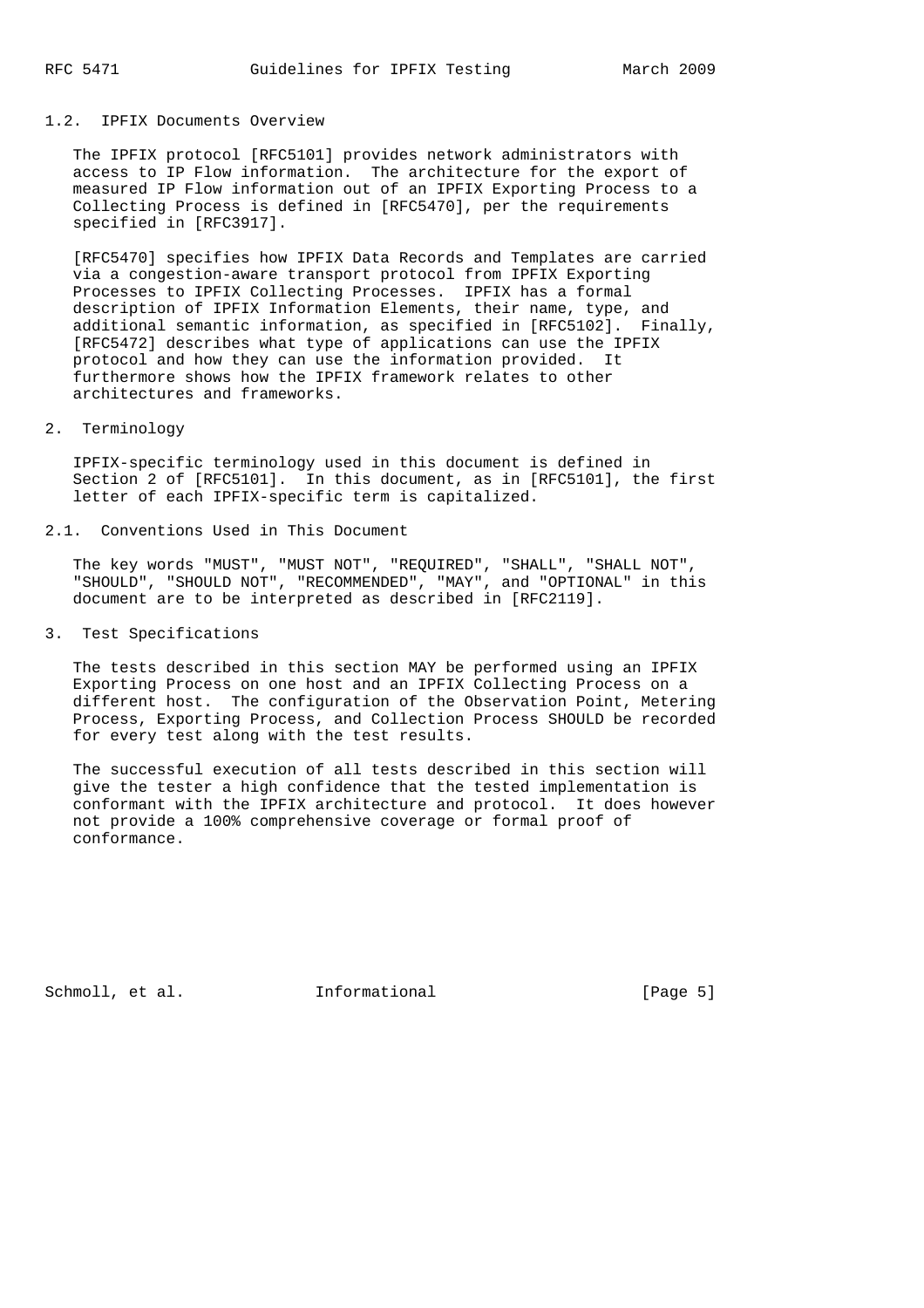## 1.2. IPFIX Documents Overview

The IPFIX protocol [RFC5101] provides network administrators with access to IP Flow information. The architecture for the export of measured IP Flow information out of an IPFIX Exporting Process to a Collecting Process is defined in [RFC5470], per the requirements specified in [RFC3917].

[RFC5470] specifies how IPFIX Data Records and Templates are carried via a congestion-aware transport protocol from IPFIX Exporting Processes to IPFIX Collecting Processes. IPFIX has a formal description of IPFIX Information Elements, their name, type, and additional semantic information, as specified in [RFC5102]. Finally, [RFC5472] describes what type of applications can use the IPFIX protocol and how they can use the information provided. It furthermore shows how the IPFIX framework relates to other architectures and frameworks.

# 2. Terminology

IPFIX-specific terminology used in this document is defined in Section 2 of [RFC5101]. In this document, as in [RFC5101], the first letter of each IPFIX-specific term is capitalized.

## 2.1. Conventions Used in This Document

The key words "MUST", "MUST NOT", "REQUIRED", "SHALL", "SHALL NOT", "SHOULD", "SHOULD NOT", "RECOMMENDED", "MAY", and "OPTIONAL" in this document are to be interpreted as described in [RFC2119].

# 3. Test Specifications

The tests described in this section MAY be performed using an IPFIX Exporting Process on one host and an IPFIX Collecting Process on a different host. The configuration of the Observation Point, Metering Process, Exporting Process, and Collection Process SHOULD be recorded for every test along with the test results.

The successful execution of all tests described in this section will give the tester a high confidence that the tested implementation is conformant with the IPFIX architecture and protocol. It does however not provide a 100% comprehensive coverage or formal proof of conformance.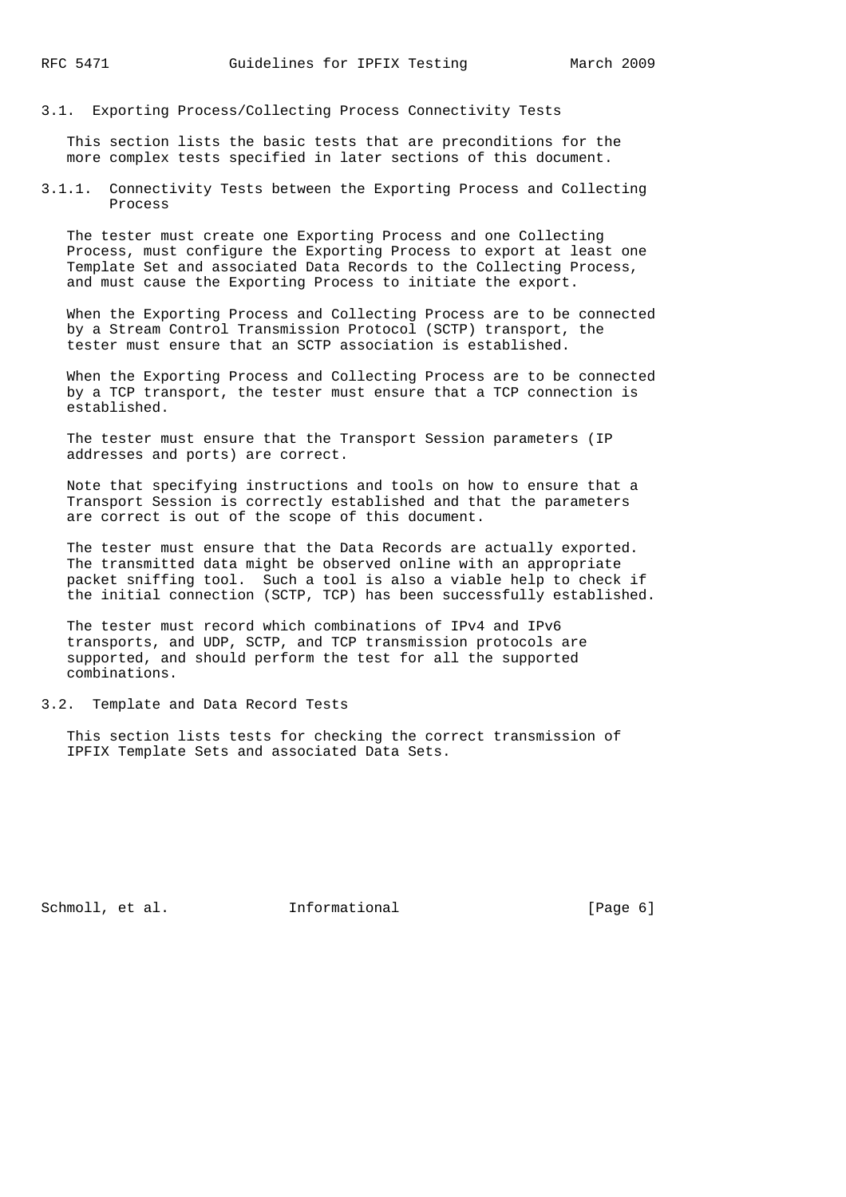## 3.1. Exporting Process/Collecting Process Connectivity Tests

This section lists the basic tests that are preconditions for the more complex tests specified in later sections of this document.

### 3.1.1. Connectivity Tests between the Exporting Process and Collecting Process

The tester must create one Exporting Process and one Collecting Process, must configure the Exporting Process to export at least one Template Set and associated Data Records to the Collecting Process, and must cause the Exporting Process to initiate the export.

When the Exporting Process and Collecting Process are to be connected by a Stream Control Transmission Protocol (SCTP) transport, the tester must ensure that an SCTP association is established.

When the Exporting Process and Collecting Process are to be connected by a TCP transport, the tester must ensure that a TCP connection is established.

The tester must ensure that the Transport Session parameters (IP addresses and ports) are correct.

Note that specifying instructions and tools on how to ensure that a Transport Session is correctly established and that the parameters are correct is out of the scope of this document.

The tester must ensure that the Data Records are actually exported. The transmitted data might be observed online with an appropriate packet sniffing tool. Such a tool is also a viable help to check if the initial connection (SCTP, TCP) has been successfully established.

The tester must record which combinations of IPv4 and IPv6 transports, and UDP, SCTP, and TCP transmission protocols are supported, and should perform the test for all the supported combinations.

## 3.2. Template and Data Record Tests

This section lists tests for checking the correct transmission of IPFIX Template Sets and associated Data Sets.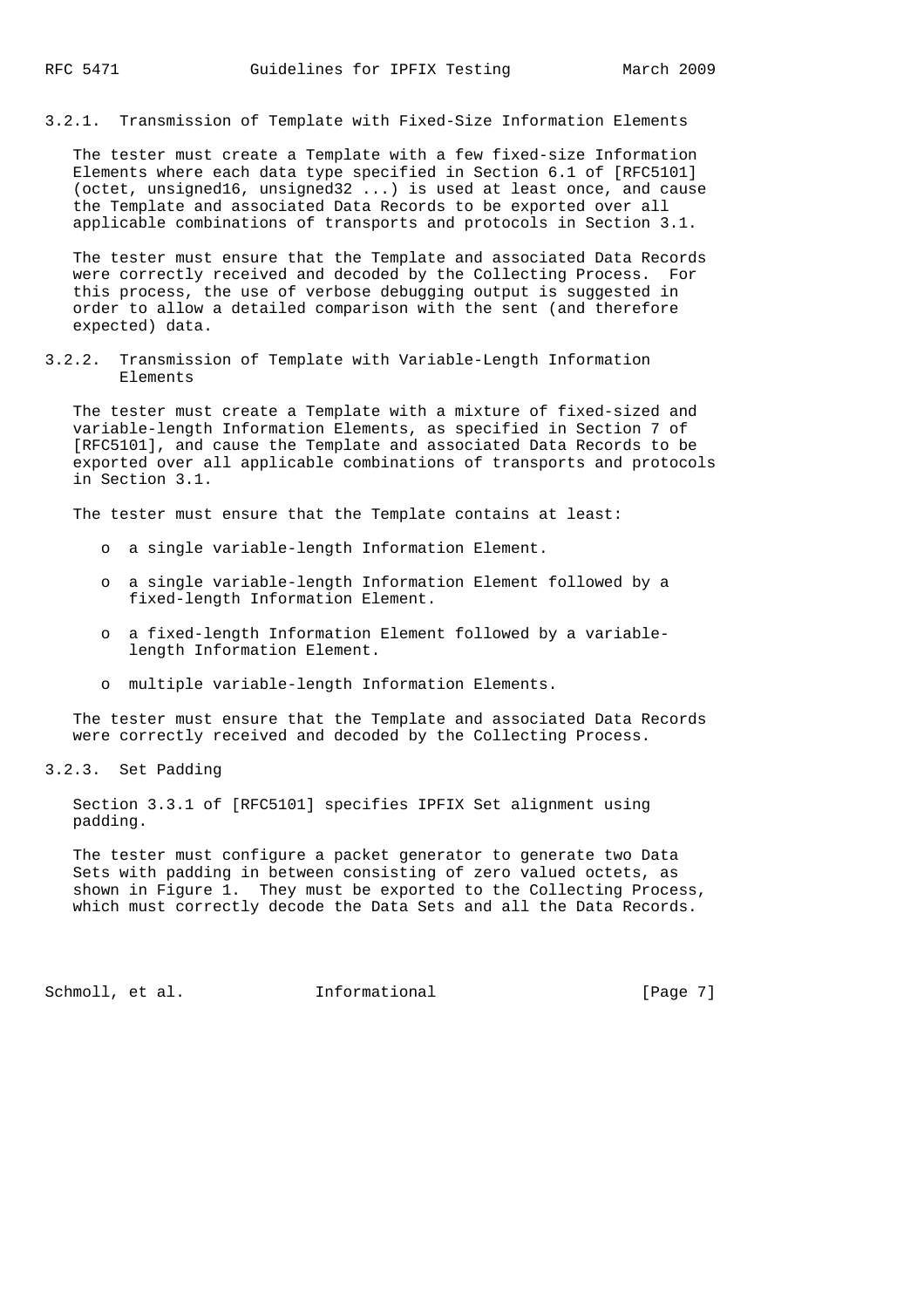### 3.2.1. Transmission of Template with Fixed-Size Information Elements

The tester must create a Template with a few fixed-size Information Elements where each data type specified in Section 6.1 of [RFC5101] (octet, unsigned16, unsigned32 ...) is used at least once, and cause the Template and associated Data Records to be exported over all applicable combinations of transports and protocols in Section 3.1.

The tester must ensure that the Template and associated Data Records were correctly received and decoded by the Collecting Process. For this process, the use of verbose debugging output is suggested in order to allow a detailed comparison with the sent (and therefore expected) data.

### 3.2.2. Transmission of Template with Variable-Length Information Elements

The tester must create a Template with a mixture of fixed-sized and variable-length Information Elements, as specified in Section 7 of [RFC5101], and cause the Template and associated Data Records to be exported over all applicable combinations of transports and protocols in Section 3.1.

The tester must ensure that the Template contains at least:

- a single variable-length Information Element.
- a single variable-length Information Element followed by a fixed-length Information Element.
- a fixed-length Information Element followed by a variable-length Information Element.
- multiple variable-length Information Elements.

The tester must ensure that the Template and associated Data Records were correctly received and decoded by the Collecting Process.

### 3.2.3. Set Padding

Section 3.3.1 of [RFC5101] specifies IPFIX Set alignment using padding.

The tester must configure a packet generator to generate two Data Sets with padding in between consisting of zero valued octets, as shown in Figure 1. They must be exported to the Collecting Process, which must correctly decode the Data Sets and all the Data Records.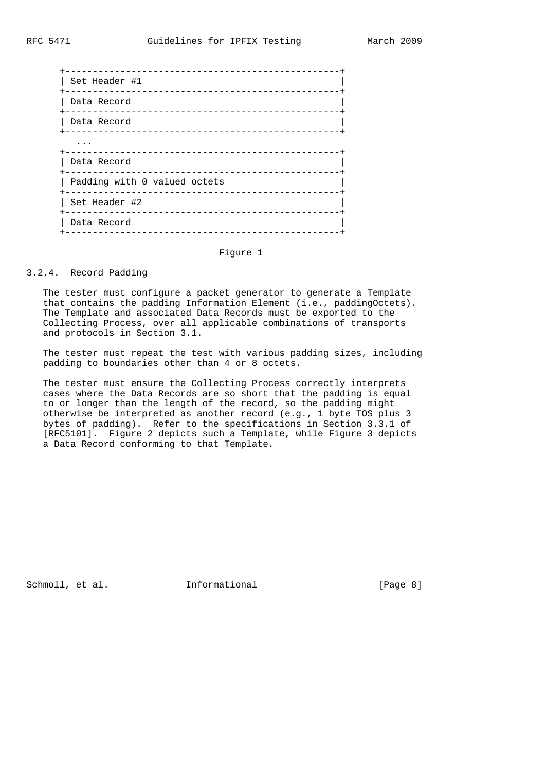```
+--------------------------------------------------+
| Set Header #1                                    |
+--------------------------------------------------+
| Data Record                                      |
+--------------------------------------------------+
| Data Record                                      |
+--------------------------------------------------+
   ...
+--------------------------------------------------+
| Data Record                                      |
+--------------------------------------------------+
| Padding with 0 valued octets                     |
+--------------------------------------------------+
| Set Header #2                                    |
+--------------------------------------------------+
| Data Record                                      |
+--------------------------------------------------+
```

Figure 1

### 3.2.4. Record Padding

The tester must configure a packet generator to generate a Template that contains the padding Information Element (i.e., paddingOctets). The Template and associated Data Records must be exported to the Collecting Process, over all applicable combinations of transports and protocols in Section 3.1.

The tester must repeat the test with various padding sizes, including padding to boundaries other than 4 or 8 octets.

The tester must ensure the Collecting Process correctly interprets cases where the Data Records are so short that the padding is equal to or longer than the length of the record, so the padding might otherwise be interpreted as another record (e.g., 1 byte TOS plus 3 bytes of padding). Refer to the specifications in Section 3.3.1 of [RFC5101]. Figure 2 depicts such a Template, while Figure 3 depicts a Data Record conforming to that Template.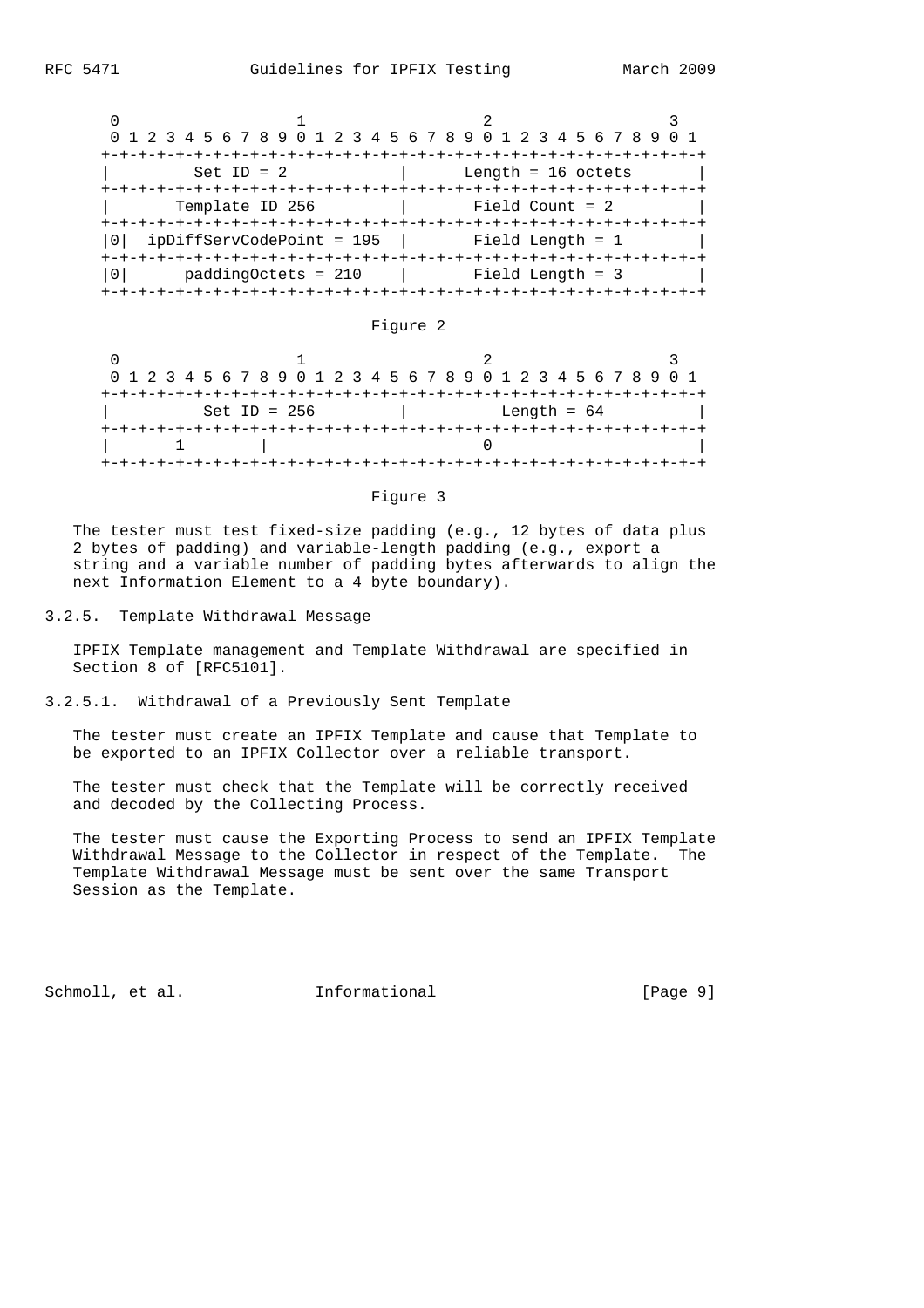```
    0                   1                   2                   3
    0 1 2 3 4 5 6 7 8 9 0 1 2 3 4 5 6 7 8 9 0 1 2 3 4 5 6 7 8 9 0 1
   +-+-+-+-+-+-+-+-+-+-+-+-+-+-+-+-+-+-+-+-+-+-+-+-+-+-+-+-+-+-+-+-+
   |        Set ID = 2             |      Length = 16 octets       |
   +-+-+-+-+-+-+-+-+-+-+-+-+-+-+-+-+-+-+-+-+-+-+-+-+-+-+-+-+-+-+-+-+
   |       Template ID 256         |       Field Count = 2         |
   +-+-+-+-+-+-+-+-+-+-+-+-+-+-+-+-+-+-+-+-+-+-+-+-+-+-+-+-+-+-+-+-+
   |0|  ipDiffServCodePoint = 195  |       Field Length = 1        |
   +-+-+-+-+-+-+-+-+-+-+-+-+-+-+-+-+-+-+-+-+-+-+-+-+-+-+-+-+-+-+-+-+
   |0|      paddingOctets = 210    |       Field Length = 3        |
   +-+-+-+-+-+-+-+-+-+-+-+-+-+-+-+-+-+-+-+-+-+-+-+-+-+-+-+-+-+-+-+-+
```

Figure 2

```
    0                   1                   2                   3
    0 1 2 3 4 5 6 7 8 9 0 1 2 3 4 5 6 7 8 9 0 1 2 3 4 5 6 7 8 9 0 1
   +-+-+-+-+-+-+-+-+-+-+-+-+-+-+-+-+-+-+-+-+-+-+-+-+-+-+-+-+-+-+-+-+
   |          Set ID = 256         |          Length = 64          |
   +-+-+-+-+-+-+-+-+-+-+-+-+-+-+-+-+-+-+-+-+-+-+-+-+-+-+-+-+-+-+-+-+
   |       1       |                       0                       |
   +-+-+-+-+-+-+-+-+-+-+-+-+-+-+-+-+-+-+-+-+-+-+-+-+-+-+-+-+-+-+-+-+
```

Figure 3

The tester must test fixed-size padding (e.g., 12 bytes of data plus 2 bytes of padding) and variable-length padding (e.g., export a string and a variable number of padding bytes afterwards to align the next Information Element to a 4 byte boundary).

### 3.2.5. Template Withdrawal Message

IPFIX Template management and Template Withdrawal are specified in Section 8 of [RFC5101].

#### 3.2.5.1. Withdrawal of a Previously Sent Template

The tester must create an IPFIX Template and cause that Template to be exported to an IPFIX Collector over a reliable transport.

The tester must check that the Template will be correctly received and decoded by the Collecting Process.

The tester must cause the Exporting Process to send an IPFIX Template Withdrawal Message to the Collector in respect of the Template. The Template Withdrawal Message must be sent over the same Transport Session as the Template.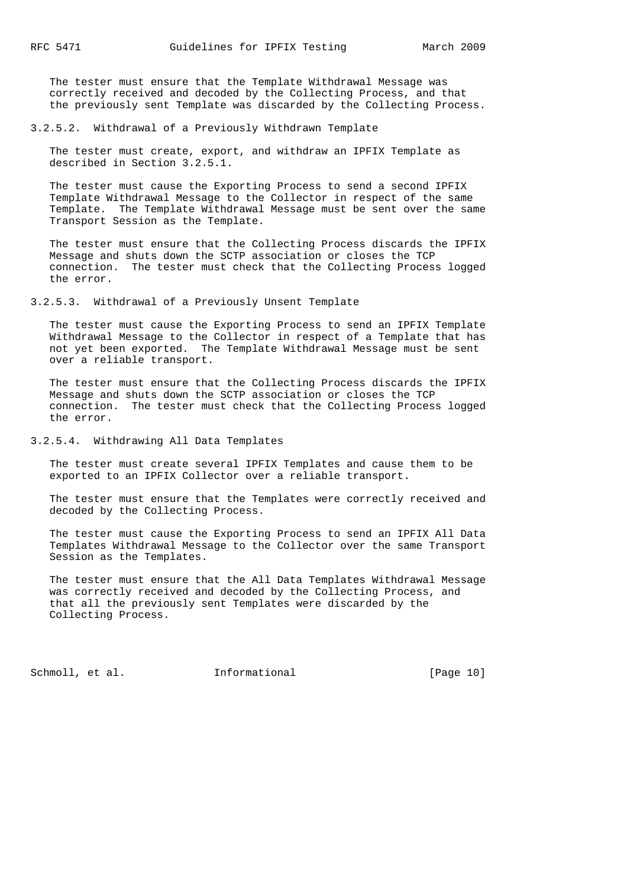The tester must ensure that the Template Withdrawal Message was correctly received and decoded by the Collecting Process, and that the previously sent Template was discarded by the Collecting Process.

#### 3.2.5.2. Withdrawal of a Previously Withdrawn Template

The tester must create, export, and withdraw an IPFIX Template as described in Section 3.2.5.1.

The tester must cause the Exporting Process to send a second IPFIX Template Withdrawal Message to the Collector in respect of the same Template. The Template Withdrawal Message must be sent over the same Transport Session as the Template.

The tester must ensure that the Collecting Process discards the IPFIX Message and shuts down the SCTP association or closes the TCP connection. The tester must check that the Collecting Process logged the error.

#### 3.2.5.3. Withdrawal of a Previously Unsent Template

The tester must cause the Exporting Process to send an IPFIX Template Withdrawal Message to the Collector in respect of a Template that has not yet been exported. The Template Withdrawal Message must be sent over a reliable transport.

The tester must ensure that the Collecting Process discards the IPFIX Message and shuts down the SCTP association or closes the TCP connection. The tester must check that the Collecting Process logged the error.

#### 3.2.5.4. Withdrawing All Data Templates

The tester must create several IPFIX Templates and cause them to be exported to an IPFIX Collector over a reliable transport.

The tester must ensure that the Templates were correctly received and decoded by the Collecting Process.

The tester must cause the Exporting Process to send an IPFIX All Data Templates Withdrawal Message to the Collector over the same Transport Session as the Templates.

The tester must ensure that the All Data Templates Withdrawal Message was correctly received and decoded by the Collecting Process, and that all the previously sent Templates were discarded by the Collecting Process.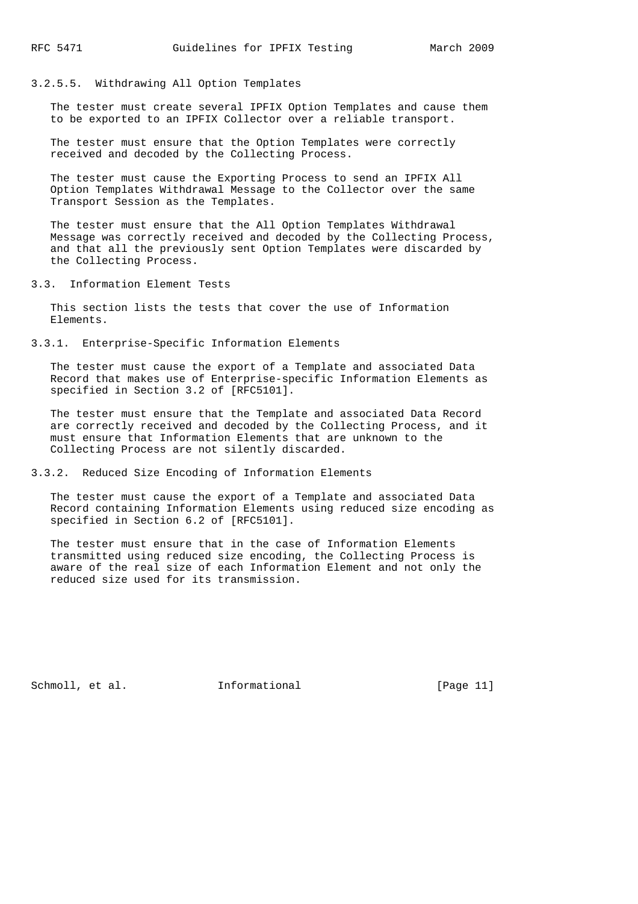#### 3.2.5.5. Withdrawing All Option Templates

The tester must create several IPFIX Option Templates and cause them to be exported to an IPFIX Collector over a reliable transport.

The tester must ensure that the Option Templates were correctly received and decoded by the Collecting Process.

The tester must cause the Exporting Process to send an IPFIX All Option Templates Withdrawal Message to the Collector over the same Transport Session as the Templates.

The tester must ensure that the All Option Templates Withdrawal Message was correctly received and decoded by the Collecting Process, and that all the previously sent Option Templates were discarded by the Collecting Process.

## 3.3. Information Element Tests

This section lists the tests that cover the use of Information Elements.

### 3.3.1. Enterprise-Specific Information Elements

The tester must cause the export of a Template and associated Data Record that makes use of Enterprise-specific Information Elements as specified in Section 3.2 of [RFC5101].

The tester must ensure that the Template and associated Data Record are correctly received and decoded by the Collecting Process, and it must ensure that Information Elements that are unknown to the Collecting Process are not silently discarded.

### 3.3.2. Reduced Size Encoding of Information Elements

The tester must cause the export of a Template and associated Data Record containing Information Elements using reduced size encoding as specified in Section 6.2 of [RFC5101].

The tester must ensure that in the case of Information Elements transmitted using reduced size encoding, the Collecting Process is aware of the real size of each Information Element and not only the reduced size used for its transmission.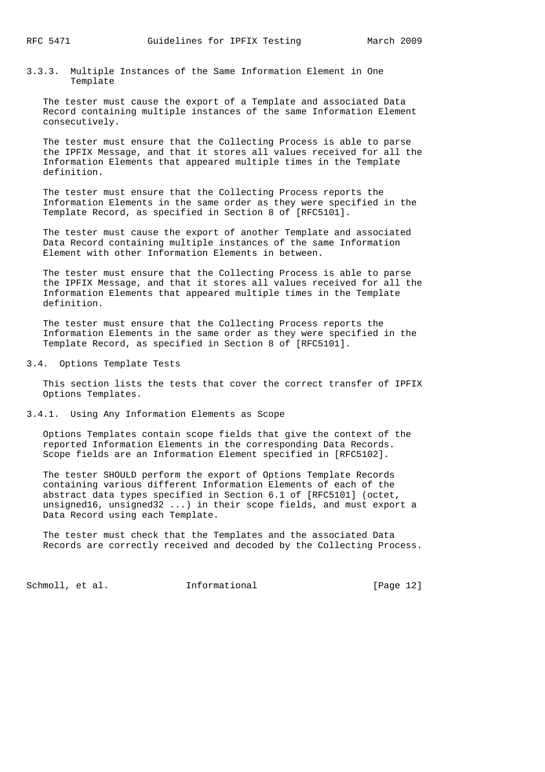### 3.3.3. Multiple Instances of the Same Information Element in One Template

The tester must cause the export of a Template and associated Data Record containing multiple instances of the same Information Element consecutively.

The tester must ensure that the Collecting Process is able to parse the IPFIX Message, and that it stores all values received for all the Information Elements that appeared multiple times in the Template definition.

The tester must ensure that the Collecting Process reports the Information Elements in the same order as they were specified in the Template Record, as specified in Section 8 of [RFC5101].

The tester must cause the export of another Template and associated Data Record containing multiple instances of the same Information Element with other Information Elements in between.

The tester must ensure that the Collecting Process is able to parse the IPFIX Message, and that it stores all values received for all the Information Elements that appeared multiple times in the Template definition.

The tester must ensure that the Collecting Process reports the Information Elements in the same order as they were specified in the Template Record, as specified in Section 8 of [RFC5101].

## 3.4. Options Template Tests

This section lists the tests that cover the correct transfer of IPFIX Options Templates.

### 3.4.1. Using Any Information Elements as Scope

Options Templates contain scope fields that give the context of the reported Information Elements in the corresponding Data Records. Scope fields are an Information Element specified in [RFC5102].

The tester SHOULD perform the export of Options Template Records containing various different Information Elements of each of the abstract data types specified in Section 6.1 of [RFC5101] (octet, unsigned16, unsigned32 ...) in their scope fields, and must export a Data Record using each Template.

The tester must check that the Templates and the associated Data Records are correctly received and decoded by the Collecting Process.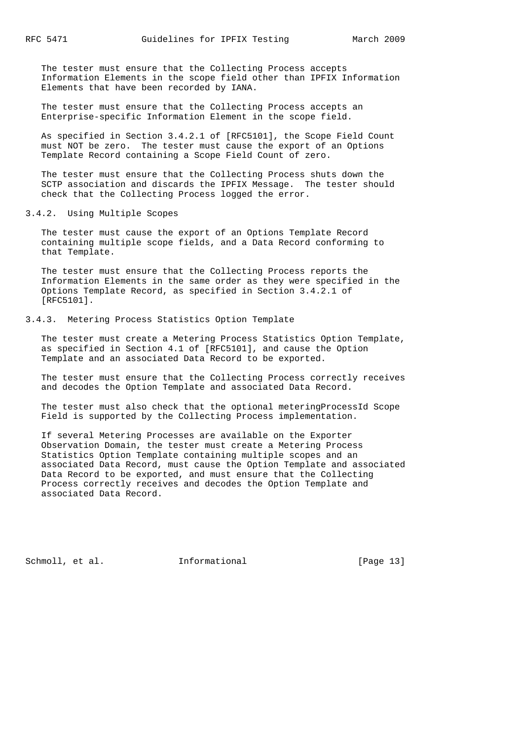The tester must ensure that the Collecting Process accepts Information Elements in the scope field other than IPFIX Information Elements that have been recorded by IANA.

The tester must ensure that the Collecting Process accepts an Enterprise-specific Information Element in the scope field.

As specified in Section 3.4.2.1 of [RFC5101], the Scope Field Count must NOT be zero. The tester must cause the export of an Options Template Record containing a Scope Field Count of zero.

The tester must ensure that the Collecting Process shuts down the SCTP association and discards the IPFIX Message. The tester should check that the Collecting Process logged the error.

### 3.4.2. Using Multiple Scopes

The tester must cause the export of an Options Template Record containing multiple scope fields, and a Data Record conforming to that Template.

The tester must ensure that the Collecting Process reports the Information Elements in the same order as they were specified in the Options Template Record, as specified in Section 3.4.2.1 of [RFC5101].

### 3.4.3. Metering Process Statistics Option Template

The tester must create a Metering Process Statistics Option Template, as specified in Section 4.1 of [RFC5101], and cause the Option Template and an associated Data Record to be exported.

The tester must ensure that the Collecting Process correctly receives and decodes the Option Template and associated Data Record.

The tester must also check that the optional meteringProcessId Scope Field is supported by the Collecting Process implementation.

If several Metering Processes are available on the Exporter Observation Domain, the tester must create a Metering Process Statistics Option Template containing multiple scopes and an associated Data Record, must cause the Option Template and associated Data Record to be exported, and must ensure that the Collecting Process correctly receives and decodes the Option Template and associated Data Record.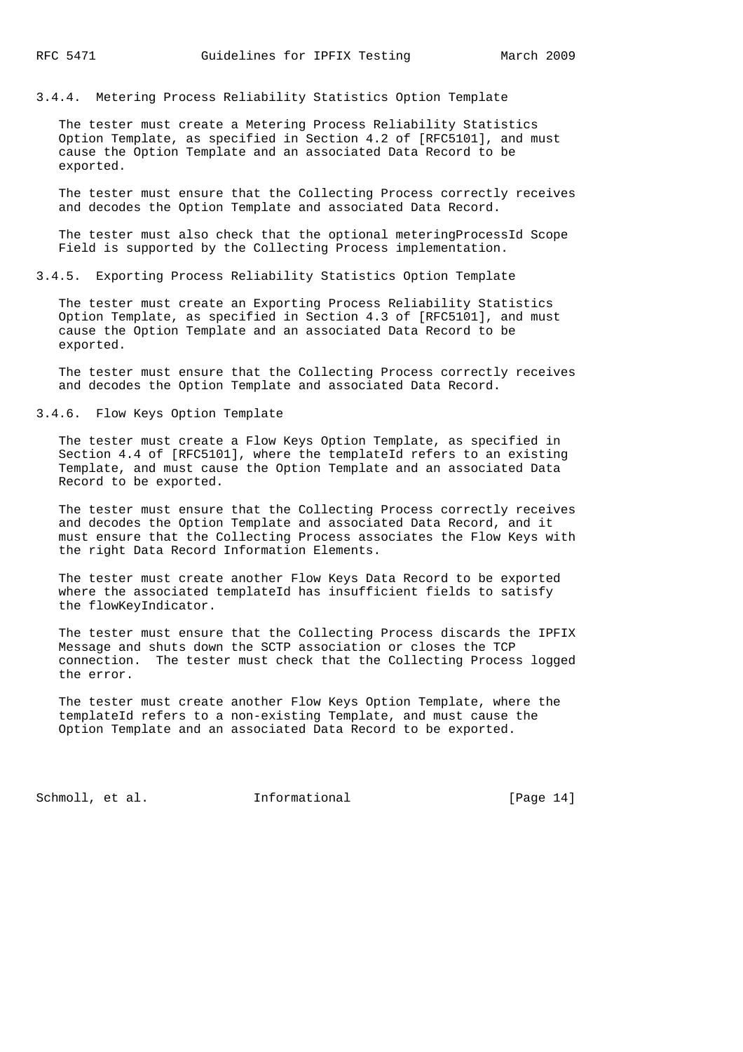### 3.4.4. Metering Process Reliability Statistics Option Template

The tester must create a Metering Process Reliability Statistics Option Template, as specified in Section 4.2 of [RFC5101], and must cause the Option Template and an associated Data Record to be exported.

The tester must ensure that the Collecting Process correctly receives and decodes the Option Template and associated Data Record.

The tester must also check that the optional meteringProcessId Scope Field is supported by the Collecting Process implementation.

### 3.4.5. Exporting Process Reliability Statistics Option Template

The tester must create an Exporting Process Reliability Statistics Option Template, as specified in Section 4.3 of [RFC5101], and must cause the Option Template and an associated Data Record to be exported.

The tester must ensure that the Collecting Process correctly receives and decodes the Option Template and associated Data Record.

### 3.4.6. Flow Keys Option Template

The tester must create a Flow Keys Option Template, as specified in Section 4.4 of [RFC5101], where the templateId refers to an existing Template, and must cause the Option Template and an associated Data Record to be exported.

The tester must ensure that the Collecting Process correctly receives and decodes the Option Template and associated Data Record, and it must ensure that the Collecting Process associates the Flow Keys with the right Data Record Information Elements.

The tester must create another Flow Keys Data Record to be exported where the associated templateId has insufficient fields to satisfy the flowKeyIndicator.

The tester must ensure that the Collecting Process discards the IPFIX Message and shuts down the SCTP association or closes the TCP connection. The tester must check that the Collecting Process logged the error.

The tester must create another Flow Keys Option Template, where the templateId refers to a non-existing Template, and must cause the Option Template and an associated Data Record to be exported.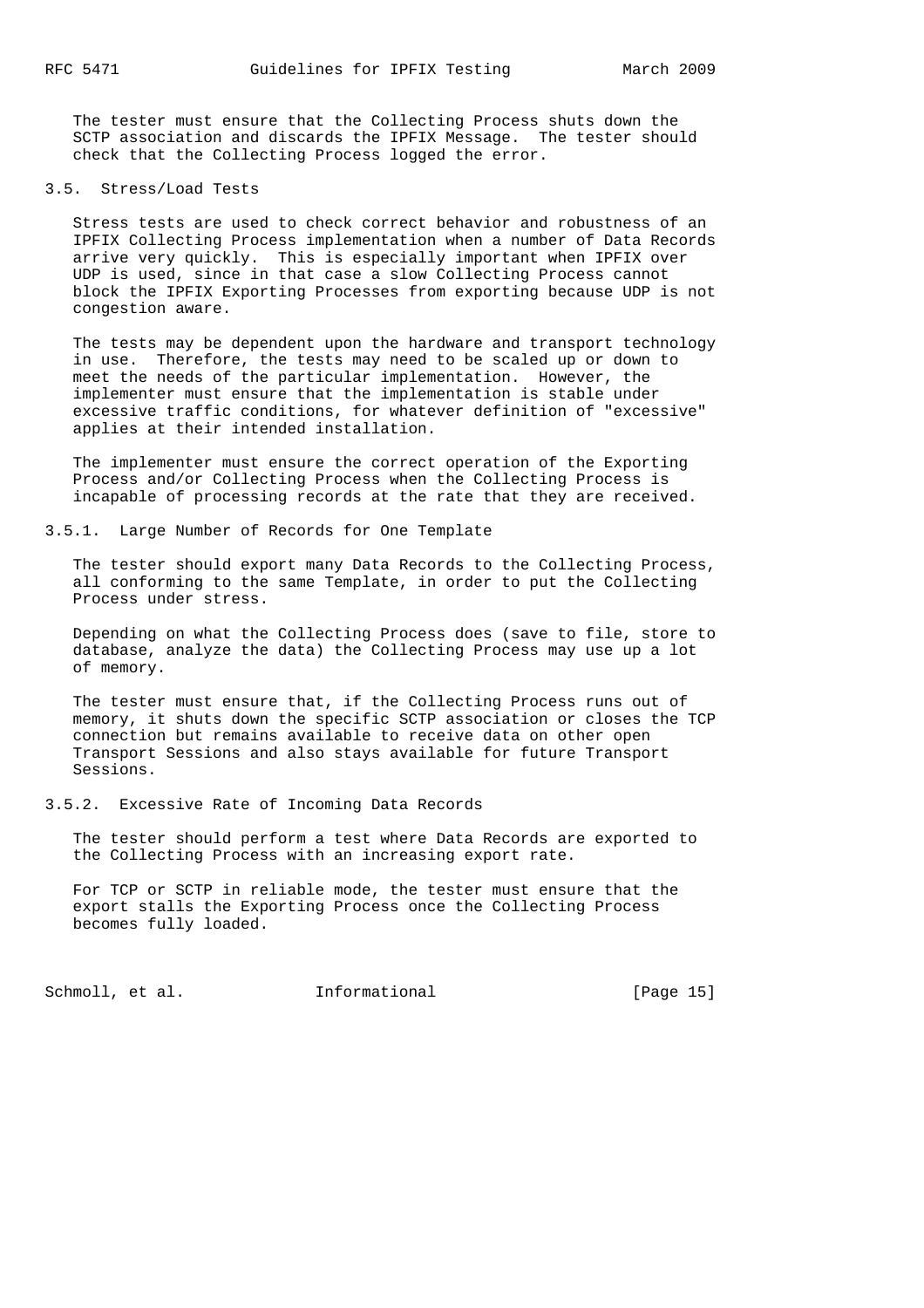The tester must ensure that the Collecting Process shuts down the SCTP association and discards the IPFIX Message. The tester should check that the Collecting Process logged the error.

### 3.5. Stress/Load Tests

Stress tests are used to check correct behavior and robustness of an IPFIX Collecting Process implementation when a number of Data Records arrive very quickly. This is especially important when IPFIX over UDP is used, since in that case a slow Collecting Process cannot block the IPFIX Exporting Processes from exporting because UDP is not congestion aware.

The tests may be dependent upon the hardware and transport technology in use. Therefore, the tests may need to be scaled up or down to meet the needs of the particular implementation. However, the implementer must ensure that the implementation is stable under excessive traffic conditions, for whatever definition of "excessive" applies at their intended installation.

The implementer must ensure the correct operation of the Exporting Process and/or Collecting Process when the Collecting Process is incapable of processing records at the rate that they are received.

#### 3.5.1. Large Number of Records for One Template

The tester should export many Data Records to the Collecting Process, all conforming to the same Template, in order to put the Collecting Process under stress.

Depending on what the Collecting Process does (save to file, store to database, analyze the data) the Collecting Process may use up a lot of memory.

The tester must ensure that, if the Collecting Process runs out of memory, it shuts down the specific SCTP association or closes the TCP connection but remains available to receive data on other open Transport Sessions and also stays available for future Transport Sessions.

#### 3.5.2. Excessive Rate of Incoming Data Records

The tester should perform a test where Data Records are exported to the Collecting Process with an increasing export rate.

For TCP or SCTP in reliable mode, the tester must ensure that the export stalls the Exporting Process once the Collecting Process becomes fully loaded.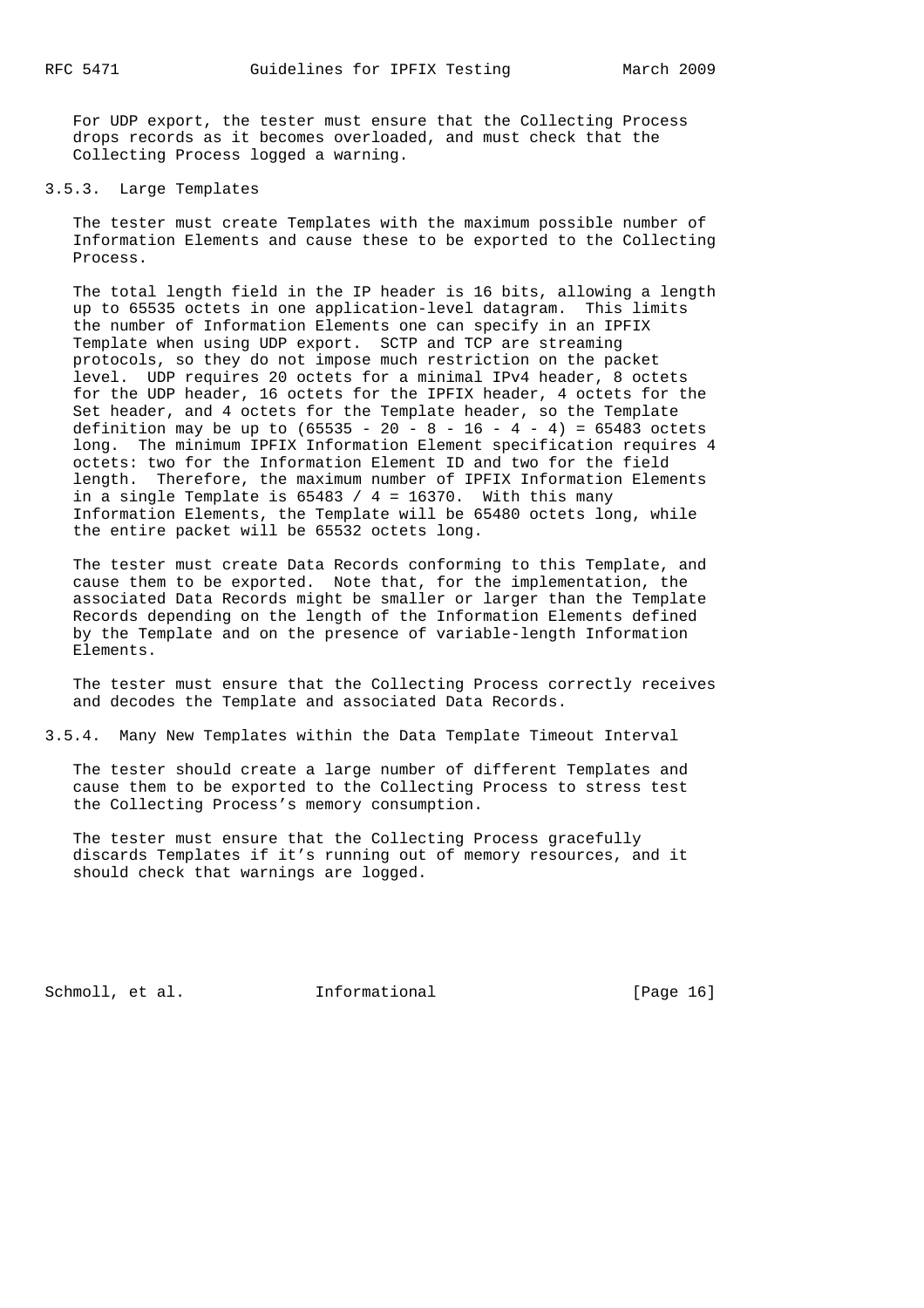For UDP export, the tester must ensure that the Collecting Process drops records as it becomes overloaded, and must check that the Collecting Process logged a warning.

### 3.5.3. Large Templates

The tester must create Templates with the maximum possible number of Information Elements and cause these to be exported to the Collecting Process.

The total length field in the IP header is 16 bits, allowing a length up to 65535 octets in one application-level datagram. This limits the number of Information Elements one can specify in an IPFIX Template when using UDP export. SCTP and TCP are streaming protocols, so they do not impose much restriction on the packet level. UDP requires 20 octets for a minimal IPv4 header, 8 octets for the UDP header, 16 octets for the IPFIX header, 4 octets for the Set header, and 4 octets for the Template header, so the Template definition may be up to (65535 - 20 - 8 - 16 - 4 - 4) = 65483 octets long. The minimum IPFIX Information Element specification requires 4 octets: two for the Information Element ID and two for the field length. Therefore, the maximum number of IPFIX Information Elements in a single Template is 65483 / 4 = 16370. With this many Information Elements, the Template will be 65480 octets long, while the entire packet will be 65532 octets long.

The tester must create Data Records conforming to this Template, and cause them to be exported. Note that, for the implementation, the associated Data Records might be smaller or larger than the Template Records depending on the length of the Information Elements defined by the Template and on the presence of variable-length Information Elements.

The tester must ensure that the Collecting Process correctly receives and decodes the Template and associated Data Records.

### 3.5.4. Many New Templates within the Data Template Timeout Interval

The tester should create a large number of different Templates and cause them to be exported to the Collecting Process to stress test the Collecting Process's memory consumption.

The tester must ensure that the Collecting Process gracefully discards Templates if it's running out of memory resources, and it should check that warnings are logged.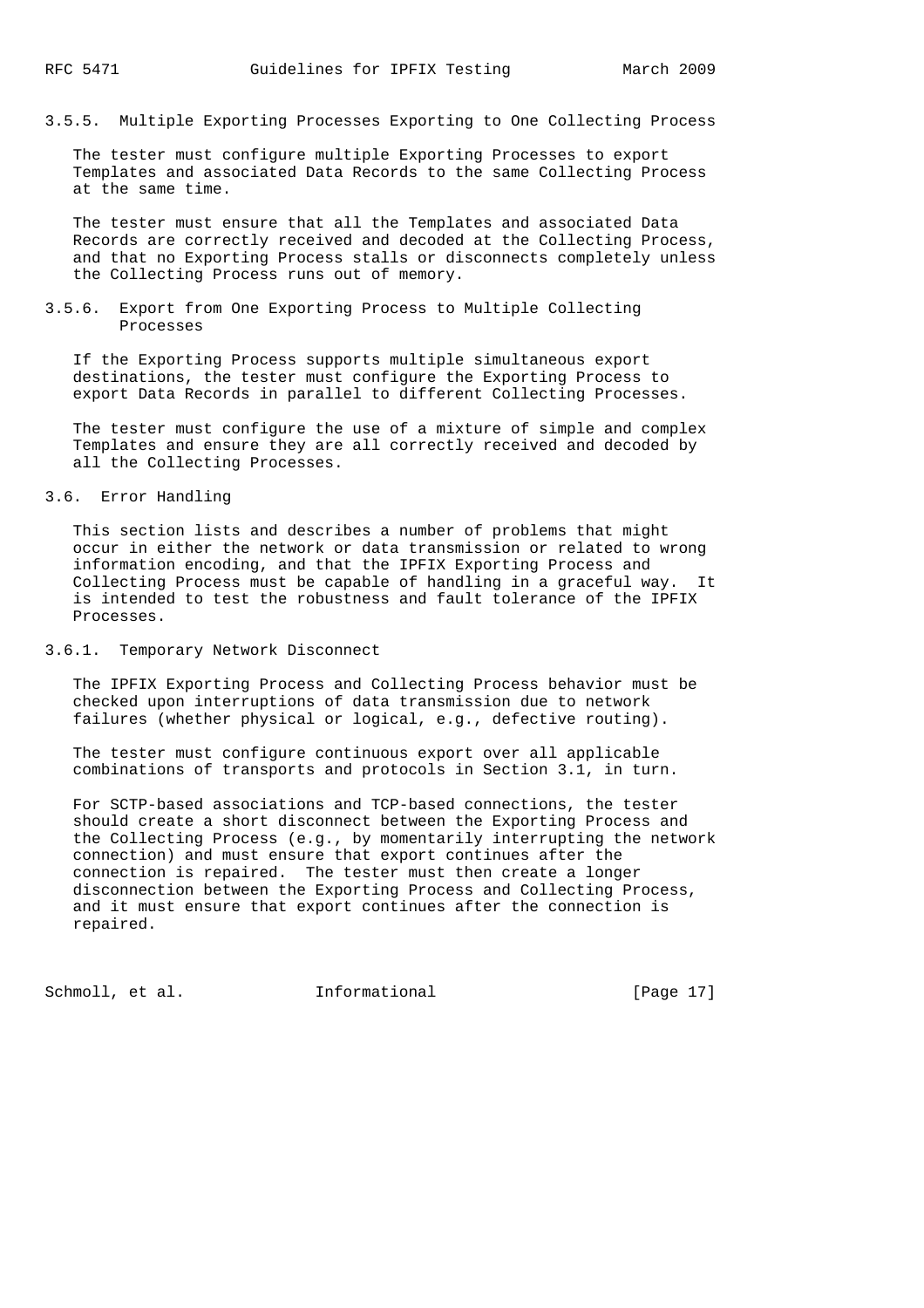### 3.5.5. Multiple Exporting Processes Exporting to One Collecting Process

The tester must configure multiple Exporting Processes to export Templates and associated Data Records to the same Collecting Process at the same time.

The tester must ensure that all the Templates and associated Data Records are correctly received and decoded at the Collecting Process, and that no Exporting Process stalls or disconnects completely unless the Collecting Process runs out of memory.

### 3.5.6. Export from One Exporting Process to Multiple Collecting Processes

If the Exporting Process supports multiple simultaneous export destinations, the tester must configure the Exporting Process to export Data Records in parallel to different Collecting Processes.

The tester must configure the use of a mixture of simple and complex Templates and ensure they are all correctly received and decoded by all the Collecting Processes.

## 3.6. Error Handling

This section lists and describes a number of problems that might occur in either the network or data transmission or related to wrong information encoding, and that the IPFIX Exporting Process and Collecting Process must be capable of handling in a graceful way. It is intended to test the robustness and fault tolerance of the IPFIX Processes.

### 3.6.1. Temporary Network Disconnect

The IPFIX Exporting Process and Collecting Process behavior must be checked upon interruptions of data transmission due to network failures (whether physical or logical, e.g., defective routing).

The tester must configure continuous export over all applicable combinations of transports and protocols in Section 3.1, in turn.

For SCTP-based associations and TCP-based connections, the tester should create a short disconnect between the Exporting Process and the Collecting Process (e.g., by momentarily interrupting the network connection) and must ensure that export continues after the connection is repaired. The tester must then create a longer disconnection between the Exporting Process and Collecting Process, and it must ensure that export continues after the connection is repaired.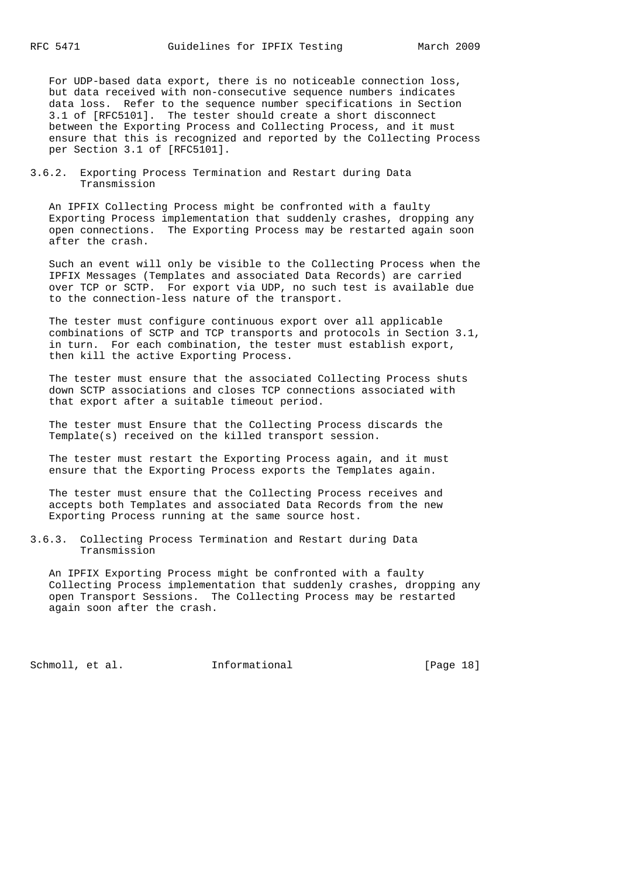For UDP-based data export, there is no noticeable connection loss, but data received with non-consecutive sequence numbers indicates data loss. Refer to the sequence number specifications in Section 3.1 of [RFC5101]. The tester should create a short disconnect between the Exporting Process and Collecting Process, and it must ensure that this is recognized and reported by the Collecting Process per Section 3.1 of [RFC5101].

### 3.6.2. Exporting Process Termination and Restart during Data Transmission

An IPFIX Collecting Process might be confronted with a faulty Exporting Process implementation that suddenly crashes, dropping any open connections. The Exporting Process may be restarted again soon after the crash.

Such an event will only be visible to the Collecting Process when the IPFIX Messages (Templates and associated Data Records) are carried over TCP or SCTP. For export via UDP, no such test is available due to the connection-less nature of the transport.

The tester must configure continuous export over all applicable combinations of SCTP and TCP transports and protocols in Section 3.1, in turn. For each combination, the tester must establish export, then kill the active Exporting Process.

The tester must ensure that the associated Collecting Process shuts down SCTP associations and closes TCP connections associated with that export after a suitable timeout period.

The tester must Ensure that the Collecting Process discards the Template(s) received on the killed transport session.

The tester must restart the Exporting Process again, and it must ensure that the Exporting Process exports the Templates again.

The tester must ensure that the Collecting Process receives and accepts both Templates and associated Data Records from the new Exporting Process running at the same source host.

### 3.6.3. Collecting Process Termination and Restart during Data Transmission

An IPFIX Exporting Process might be confronted with a faulty Collecting Process implementation that suddenly crashes, dropping any open Transport Sessions. The Collecting Process may be restarted again soon after the crash.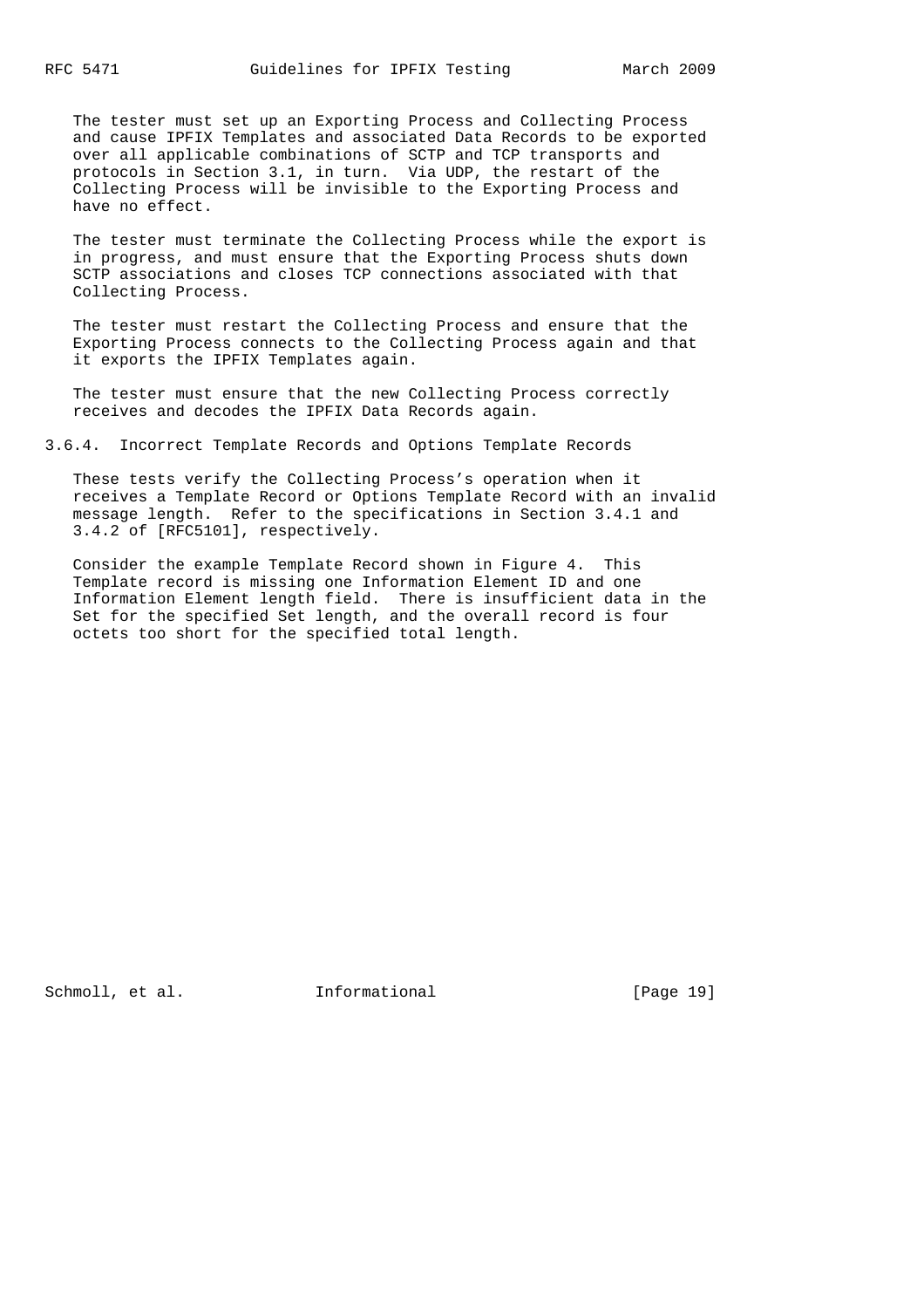The tester must set up an Exporting Process and Collecting Process and cause IPFIX Templates and associated Data Records to be exported over all applicable combinations of SCTP and TCP transports and protocols in Section 3.1, in turn. Via UDP, the restart of the Collecting Process will be invisible to the Exporting Process and have no effect.

The tester must terminate the Collecting Process while the export is in progress, and must ensure that the Exporting Process shuts down SCTP associations and closes TCP connections associated with that Collecting Process.

The tester must restart the Collecting Process and ensure that the Exporting Process connects to the Collecting Process again and that it exports the IPFIX Templates again.

The tester must ensure that the new Collecting Process correctly receives and decodes the IPFIX Data Records again.

### 3.6.4. Incorrect Template Records and Options Template Records

These tests verify the Collecting Process's operation when it receives a Template Record or Options Template Record with an invalid message length. Refer to the specifications in Section 3.4.1 and 3.4.2 of [RFC5101], respectively.

Consider the example Template Record shown in Figure 4. This Template record is missing one Information Element ID and one Information Element length field. There is insufficient data in the Set for the specified Set length, and the overall record is four octets too short for the specified total length.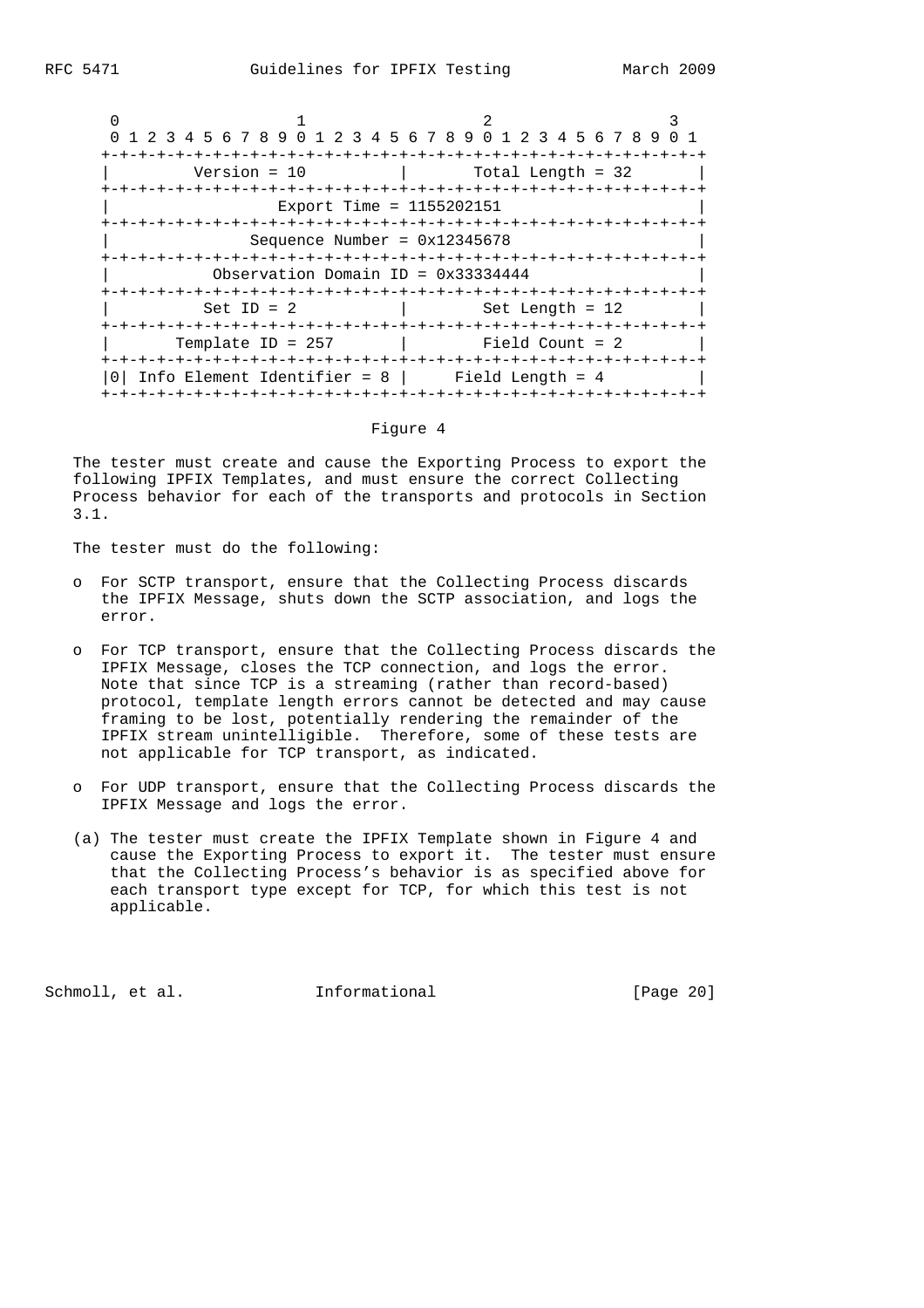```
    0                   1                   2                   3
    0 1 2 3 4 5 6 7 8 9 0 1 2 3 4 5 6 7 8 9 0 1 2 3 4 5 6 7 8 9 0 1
   +-+-+-+-+-+-+-+-+-+-+-+-+-+-+-+-+-+-+-+-+-+-+-+-+-+-+-+-+-+-+-+-+
   |         Version = 10          |       Total Length = 32       |
   +-+-+-+-+-+-+-+-+-+-+-+-+-+-+-+-+-+-+-+-+-+-+-+-+-+-+-+-+-+-+-+-+
   |                   Export Time = 1155202151                    |
   +-+-+-+-+-+-+-+-+-+-+-+-+-+-+-+-+-+-+-+-+-+-+-+-+-+-+-+-+-+-+-+-+
   |                Sequence Number = 0x12345678                   |
   +-+-+-+-+-+-+-+-+-+-+-+-+-+-+-+-+-+-+-+-+-+-+-+-+-+-+-+-+-+-+-+-+
   |           Observation Domain ID = 0x33334444                  |
   +-+-+-+-+-+-+-+-+-+-+-+-+-+-+-+-+-+-+-+-+-+-+-+-+-+-+-+-+-+-+-+-+
   |          Set ID = 2           |        Set Length = 12        |
   +-+-+-+-+-+-+-+-+-+-+-+-+-+-+-+-+-+-+-+-+-+-+-+-+-+-+-+-+-+-+-+-+
   |       Template ID = 257       |        Field Count = 2        |
   +-+-+-+-+-+-+-+-+-+-+-+-+-+-+-+-+-+-+-+-+-+-+-+-+-+-+-+-+-+-+-+-+
   |0| Info Element Identifier = 8 |     Field Length = 4          |
   +-+-+-+-+-+-+-+-+-+-+-+-+-+-+-+-+-+-+-+-+-+-+-+-+-+-+-+-+-+-+-+-+
```

Figure 4

The tester must create and cause the Exporting Process to export the following IPFIX Templates, and must ensure the correct Collecting Process behavior for each of the transports and protocols in Section 3.1.

The tester must do the following:

- For SCTP transport, ensure that the Collecting Process discards the IPFIX Message, shuts down the SCTP association, and logs the error.
- For TCP transport, ensure that the Collecting Process discards the IPFIX Message, closes the TCP connection, and logs the error. Note that since TCP is a streaming (rather than record-based) protocol, template length errors cannot be detected and may cause framing to be lost, potentially rendering the remainder of the IPFIX stream unintelligible. Therefore, some of these tests are not applicable for TCP transport, as indicated.
- For UDP transport, ensure that the Collecting Process discards the IPFIX Message and logs the error.

(a) The tester must create the IPFIX Template shown in Figure 4 and cause the Exporting Process to export it. The tester must ensure that the Collecting Process's behavior is as specified above for each transport type except for TCP, for which this test is not applicable.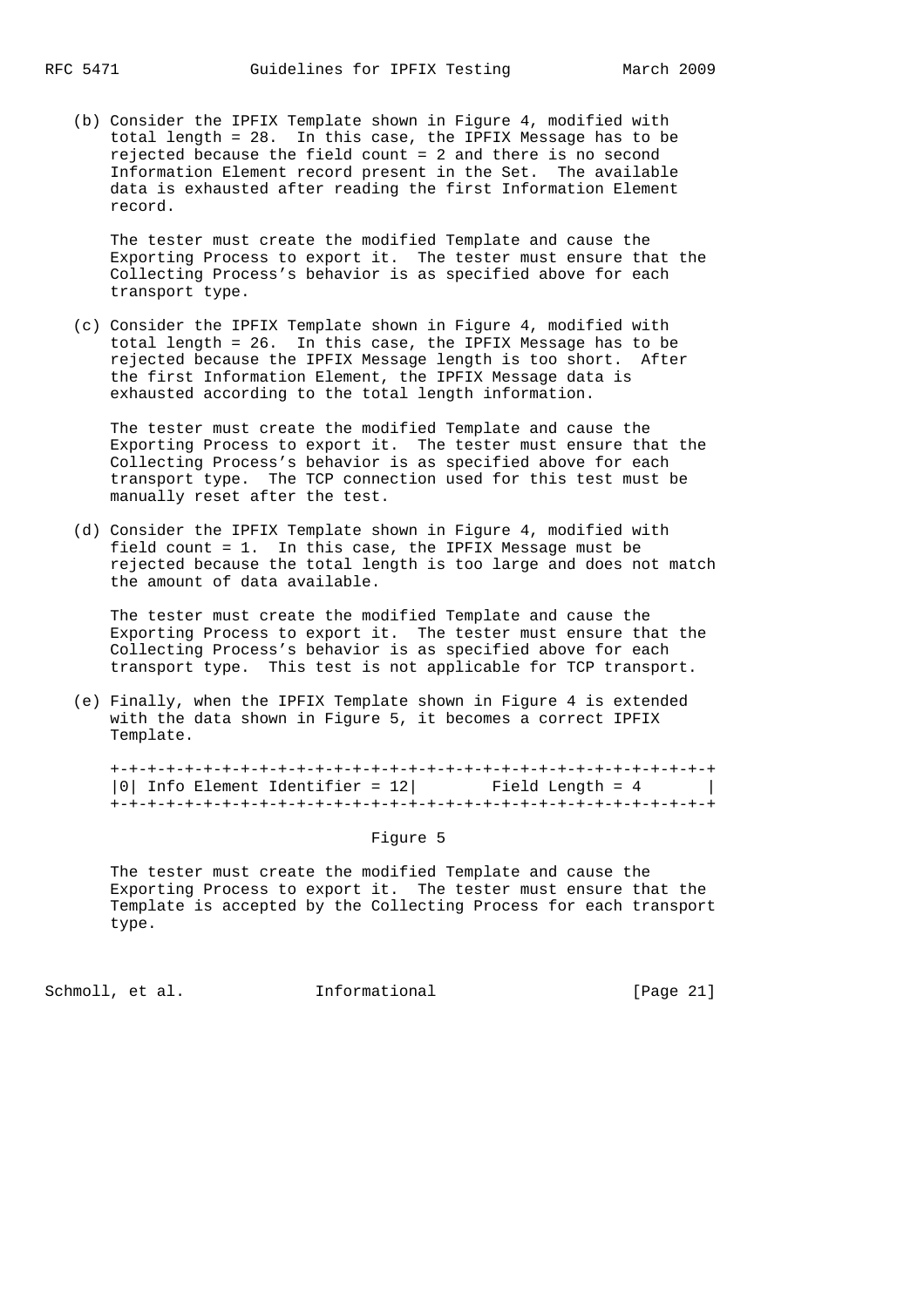(b) Consider the IPFIX Template shown in Figure 4, modified with total length = 28. In this case, the IPFIX Message has to be rejected because the field count = 2 and there is no second Information Element record present in the Set. The available data is exhausted after reading the first Information Element record.

The tester must create the modified Template and cause the Exporting Process to export it. The tester must ensure that the Collecting Process's behavior is as specified above for each transport type.

(c) Consider the IPFIX Template shown in Figure 4, modified with total length = 26. In this case, the IPFIX Message has to be rejected because the IPFIX Message length is too short. After the first Information Element, the IPFIX Message data is exhausted according to the total length information.

The tester must create the modified Template and cause the Exporting Process to export it. The tester must ensure that the Collecting Process's behavior is as specified above for each transport type. The TCP connection used for this test must be manually reset after the test.

(d) Consider the IPFIX Template shown in Figure 4, modified with field count = 1. In this case, the IPFIX Message must be rejected because the total length is too large and does not match the amount of data available.

The tester must create the modified Template and cause the Exporting Process to export it. The tester must ensure that the Collecting Process's behavior is as specified above for each transport type. This test is not applicable for TCP transport.

(e) Finally, when the IPFIX Template shown in Figure 4 is extended with the data shown in Figure 5, it becomes a correct IPFIX Template.

```
+-+-+-+-+-+-+-+-+-+-+-+-+-+-+-+-+-+-+-+-+-+-+-+-+-+-+-+-+-+-+-+-+
|0| Info Element Identifier = 12|       Field Length = 4        |
+-+-+-+-+-+-+-+-+-+-+-+-+-+-+-+-+-+-+-+-+-+-+-+-+-+-+-+-+-+-+-+-+
```

Figure 5

The tester must create the modified Template and cause the Exporting Process to export it. The tester must ensure that the Template is accepted by the Collecting Process for each transport type.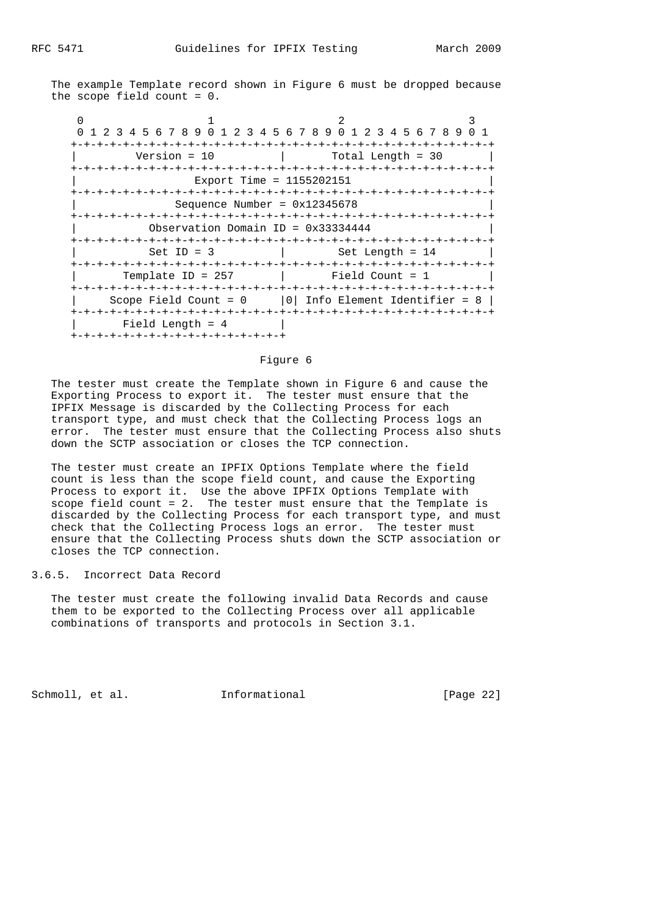The example Template record shown in Figure 6 must be dropped because the scope field count = 0.

```
 0                   1                   2                   3
 0 1 2 3 4 5 6 7 8 9 0 1 2 3 4 5 6 7 8 9 0 1 2 3 4 5 6 7 8 9 0 1
+-+-+-+-+-+-+-+-+-+-+-+-+-+-+-+-+-+-+-+-+-+-+-+-+-+-+-+-+-+-+-+-+
|         Version = 10          |       Total Length = 30       |
+-+-+-+-+-+-+-+-+-+-+-+-+-+-+-+-+-+-+-+-+-+-+-+-+-+-+-+-+-+-+-+-+
|                  Export Time = 1155202151                     |
+-+-+-+-+-+-+-+-+-+-+-+-+-+-+-+-+-+-+-+-+-+-+-+-+-+-+-+-+-+-+-+-+
|               Sequence Number = 0x12345678                    |
+-+-+-+-+-+-+-+-+-+-+-+-+-+-+-+-+-+-+-+-+-+-+-+-+-+-+-+-+-+-+-+-+
|           Observation Domain ID = 0x33334444                  |
+-+-+-+-+-+-+-+-+-+-+-+-+-+-+-+-+-+-+-+-+-+-+-+-+-+-+-+-+-+-+-+-+
|           Set ID = 3          |        Set Length = 14        |
+-+-+-+-+-+-+-+-+-+-+-+-+-+-+-+-+-+-+-+-+-+-+-+-+-+-+-+-+-+-+-+-+
|       Template ID = 257       |       Field Count = 1         |
+-+-+-+-+-+-+-+-+-+-+-+-+-+-+-+-+-+-+-+-+-+-+-+-+-+-+-+-+-+-+-+-+
|     Scope Field Count = 0     |0| Info Element Identifier = 8 |
+-+-+-+-+-+-+-+-+-+-+-+-+-+-+-+-+-+-+-+-+-+-+-+-+-+-+-+-+-+-+-+-+
|       Field Length = 4        |
+-+-+-+-+-+-+-+-+-+-+-+-+-+-+-+-+
```

Figure 6

The tester must create the Template shown in Figure 6 and cause the Exporting Process to export it. The tester must ensure that the IPFIX Message is discarded by the Collecting Process for each transport type, and must check that the Collecting Process logs an error. The tester must ensure that the Collecting Process also shuts down the SCTP association or closes the TCP connection.

The tester must create an IPFIX Options Template where the field count is less than the scope field count, and cause the Exporting Process to export it. Use the above IPFIX Options Template with scope field count = 2. The tester must ensure that the Template is discarded by the Collecting Process for each transport type, and must check that the Collecting Process logs an error. The tester must ensure that the Collecting Process shuts down the SCTP association or closes the TCP connection.

### 3.6.5. Incorrect Data Record

The tester must create the following invalid Data Records and cause them to be exported to the Collecting Process over all applicable combinations of transports and protocols in Section 3.1.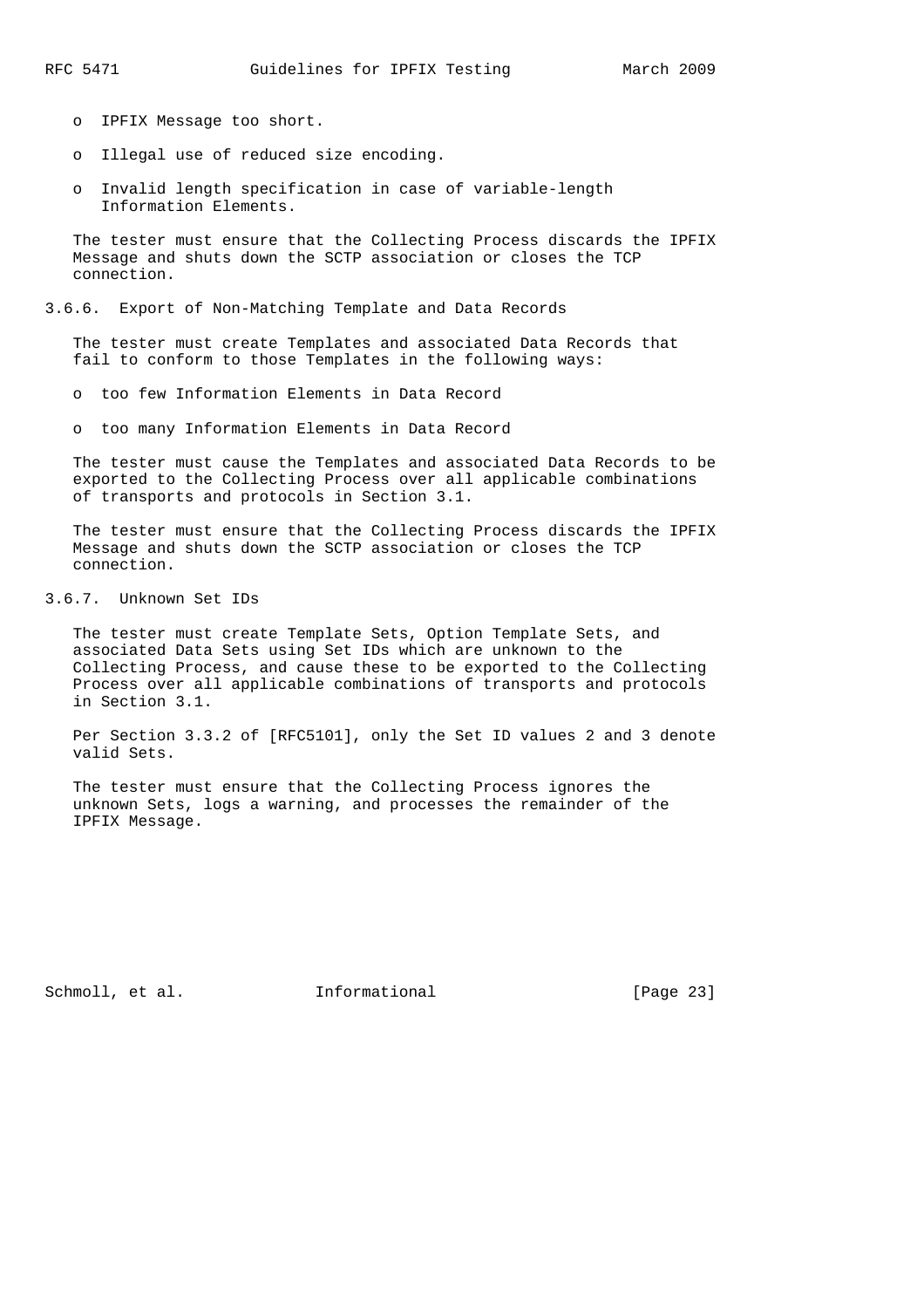- IPFIX Message too short.
- Illegal use of reduced size encoding.
- Invalid length specification in case of variable-length Information Elements.

The tester must ensure that the Collecting Process discards the IPFIX Message and shuts down the SCTP association or closes the TCP connection.

### 3.6.6. Export of Non-Matching Template and Data Records

The tester must create Templates and associated Data Records that fail to conform to those Templates in the following ways:

- too few Information Elements in Data Record
- too many Information Elements in Data Record

The tester must cause the Templates and associated Data Records to be exported to the Collecting Process over all applicable combinations of transports and protocols in Section 3.1.

The tester must ensure that the Collecting Process discards the IPFIX Message and shuts down the SCTP association or closes the TCP connection.

### 3.6.7. Unknown Set IDs

The tester must create Template Sets, Option Template Sets, and associated Data Sets using Set IDs which are unknown to the Collecting Process, and cause these to be exported to the Collecting Process over all applicable combinations of transports and protocols in Section 3.1.

Per Section 3.3.2 of [RFC5101], only the Set ID values 2 and 3 denote valid Sets.

The tester must ensure that the Collecting Process ignores the unknown Sets, logs a warning, and processes the remainder of the IPFIX Message.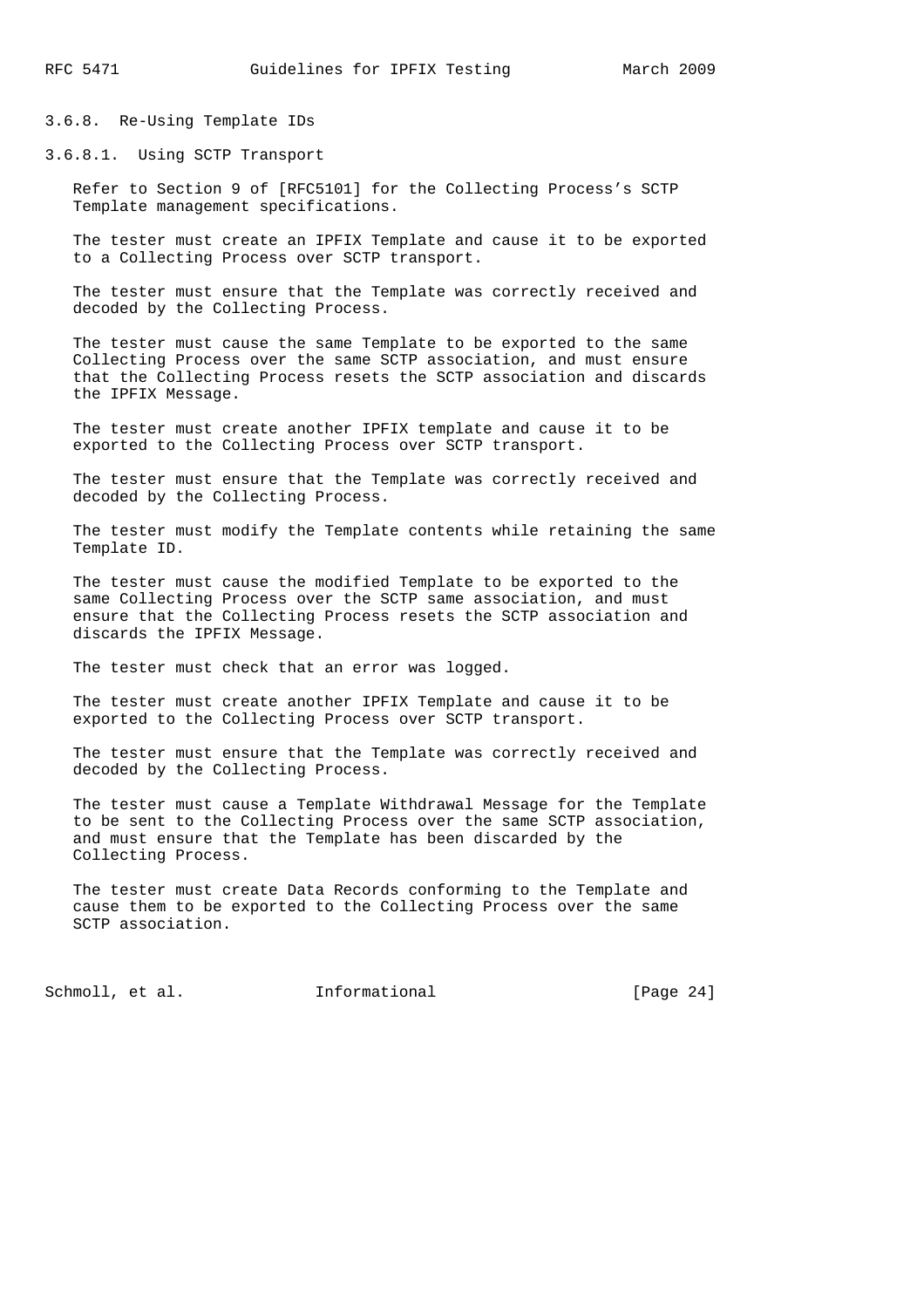### 3.6.8. Re-Using Template IDs

#### 3.6.8.1. Using SCTP Transport

Refer to Section 9 of [RFC5101] for the Collecting Process's SCTP Template management specifications.

The tester must create an IPFIX Template and cause it to be exported to a Collecting Process over SCTP transport.

The tester must ensure that the Template was correctly received and decoded by the Collecting Process.

The tester must cause the same Template to be exported to the same Collecting Process over the same SCTP association, and must ensure that the Collecting Process resets the SCTP association and discards the IPFIX Message.

The tester must create another IPFIX template and cause it to be exported to the Collecting Process over SCTP transport.

The tester must ensure that the Template was correctly received and decoded by the Collecting Process.

The tester must modify the Template contents while retaining the same Template ID.

The tester must cause the modified Template to be exported to the same Collecting Process over the SCTP same association, and must ensure that the Collecting Process resets the SCTP association and discards the IPFIX Message.

The tester must check that an error was logged.

The tester must create another IPFIX Template and cause it to be exported to the Collecting Process over SCTP transport.

The tester must ensure that the Template was correctly received and decoded by the Collecting Process.

The tester must cause a Template Withdrawal Message for the Template to be sent to the Collecting Process over the same SCTP association, and must ensure that the Template has been discarded by the Collecting Process.

The tester must create Data Records conforming to the Template and cause them to be exported to the Collecting Process over the same SCTP association.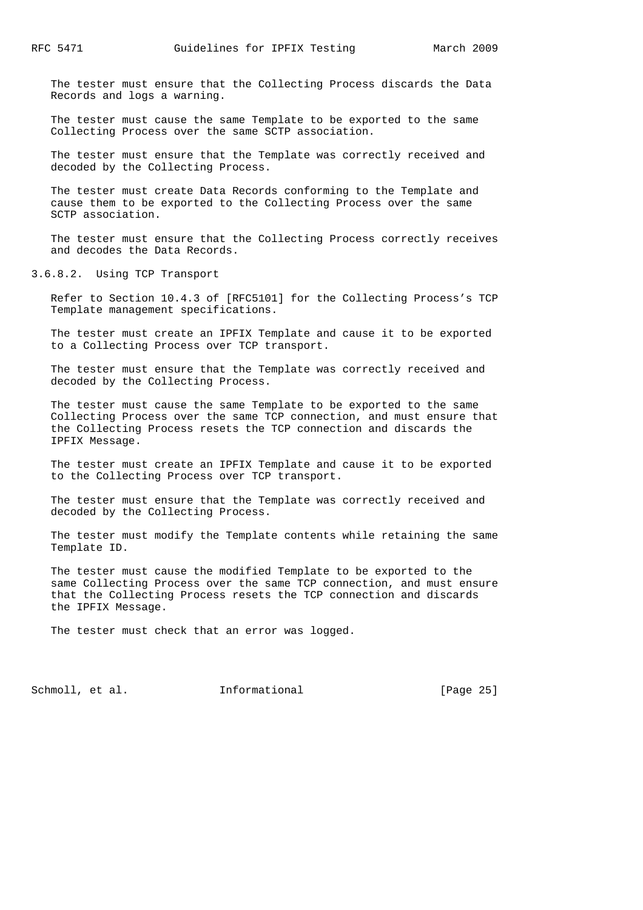The tester must ensure that the Collecting Process discards the Data Records and logs a warning.

The tester must cause the same Template to be exported to the same Collecting Process over the same SCTP association.

The tester must ensure that the Template was correctly received and decoded by the Collecting Process.

The tester must create Data Records conforming to the Template and cause them to be exported to the Collecting Process over the same SCTP association.

The tester must ensure that the Collecting Process correctly receives and decodes the Data Records.

#### 3.6.8.2. Using TCP Transport

Refer to Section 10.4.3 of [RFC5101] for the Collecting Process's TCP Template management specifications.

The tester must create an IPFIX Template and cause it to be exported to a Collecting Process over TCP transport.

The tester must ensure that the Template was correctly received and decoded by the Collecting Process.

The tester must cause the same Template to be exported to the same Collecting Process over the same TCP connection, and must ensure that the Collecting Process resets the TCP connection and discards the IPFIX Message.

The tester must create an IPFIX Template and cause it to be exported to the Collecting Process over TCP transport.

The tester must ensure that the Template was correctly received and decoded by the Collecting Process.

The tester must modify the Template contents while retaining the same Template ID.

The tester must cause the modified Template to be exported to the same Collecting Process over the same TCP connection, and must ensure that the Collecting Process resets the TCP connection and discards the IPFIX Message.

The tester must check that an error was logged.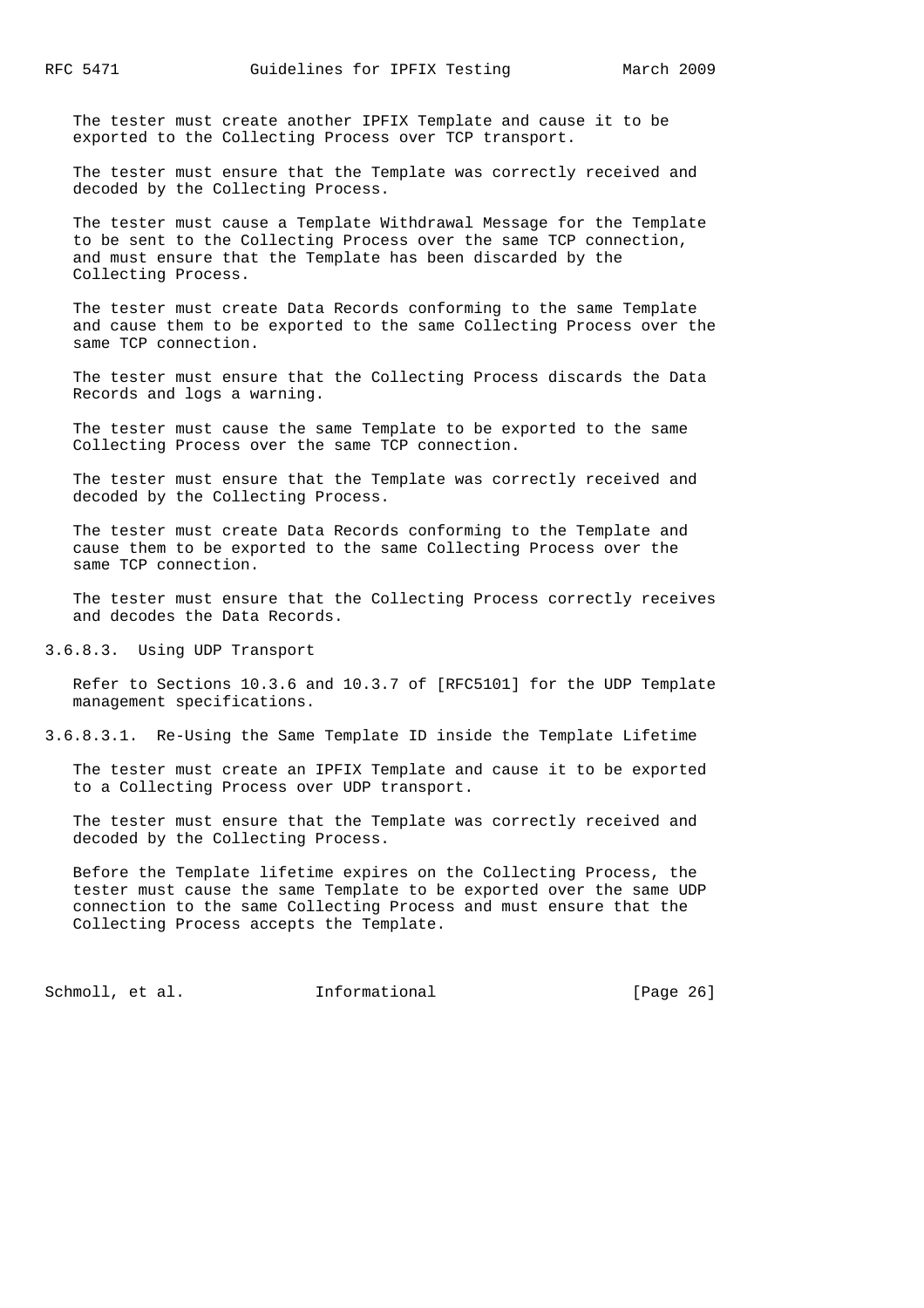The tester must create another IPFIX Template and cause it to be exported to the Collecting Process over TCP transport.

The tester must ensure that the Template was correctly received and decoded by the Collecting Process.

The tester must cause a Template Withdrawal Message for the Template to be sent to the Collecting Process over the same TCP connection, and must ensure that the Template has been discarded by the Collecting Process.

The tester must create Data Records conforming to the same Template and cause them to be exported to the same Collecting Process over the same TCP connection.

The tester must ensure that the Collecting Process discards the Data Records and logs a warning.

The tester must cause the same Template to be exported to the same Collecting Process over the same TCP connection.

The tester must ensure that the Template was correctly received and decoded by the Collecting Process.

The tester must create Data Records conforming to the Template and cause them to be exported to the same Collecting Process over the same TCP connection.

The tester must ensure that the Collecting Process correctly receives and decodes the Data Records.

#### 3.6.8.3. Using UDP Transport

Refer to Sections 10.3.6 and 10.3.7 of [RFC5101] for the UDP Template management specifications.

##### 3.6.8.3.1. Re-Using the Same Template ID inside the Template Lifetime

The tester must create an IPFIX Template and cause it to be exported to a Collecting Process over UDP transport.

The tester must ensure that the Template was correctly received and decoded by the Collecting Process.

Before the Template lifetime expires on the Collecting Process, the tester must cause the same Template to be exported over the same UDP connection to the same Collecting Process and must ensure that the Collecting Process accepts the Template.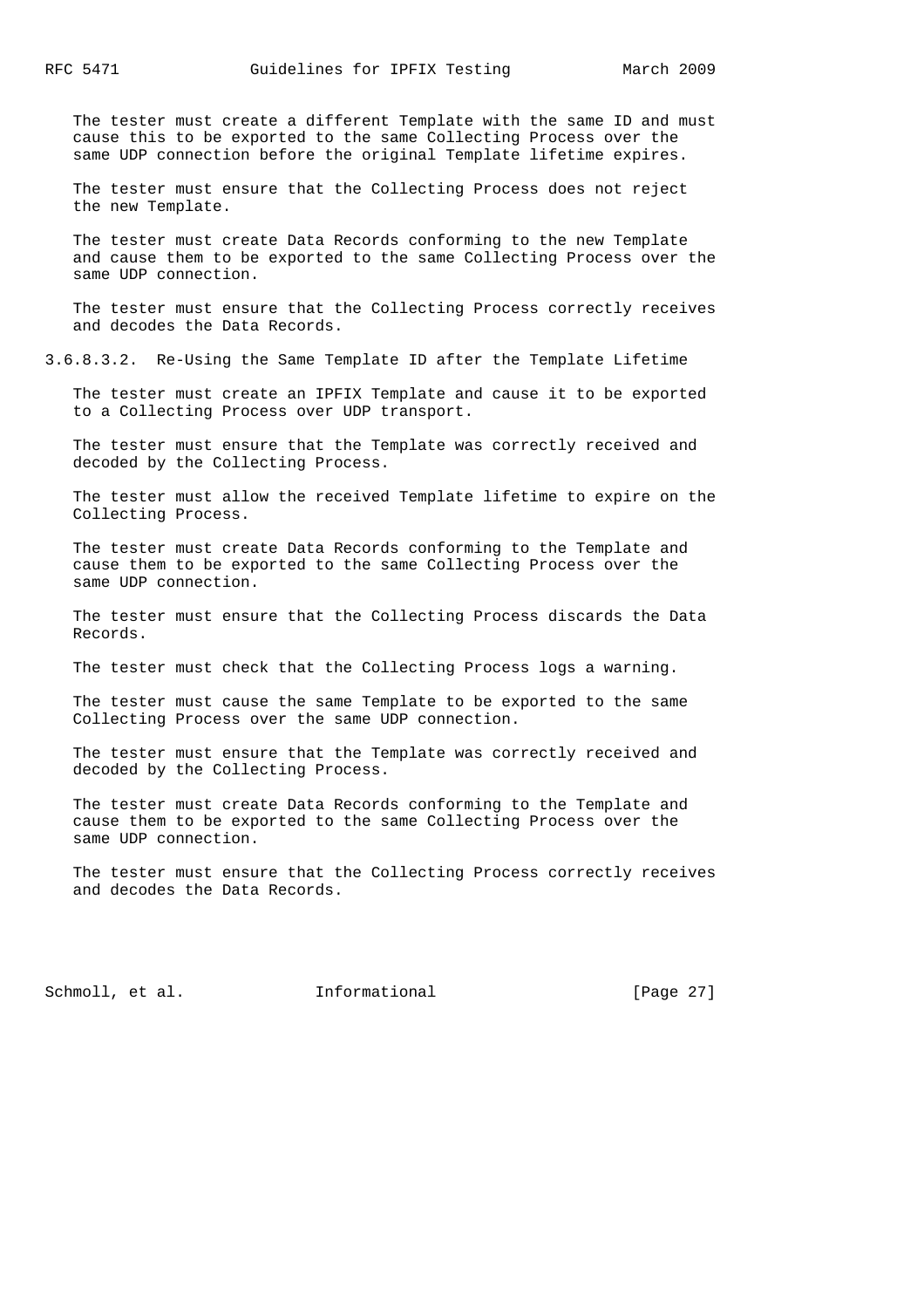The tester must create a different Template with the same ID and must cause this to be exported to the same Collecting Process over the same UDP connection before the original Template lifetime expires.

The tester must ensure that the Collecting Process does not reject the new Template.

The tester must create Data Records conforming to the new Template and cause them to be exported to the same Collecting Process over the same UDP connection.

The tester must ensure that the Collecting Process correctly receives and decodes the Data Records.

#### 3.6.8.3.2. Re-Using the Same Template ID after the Template Lifetime

The tester must create an IPFIX Template and cause it to be exported to a Collecting Process over UDP transport.

The tester must ensure that the Template was correctly received and decoded by the Collecting Process.

The tester must allow the received Template lifetime to expire on the Collecting Process.

The tester must create Data Records conforming to the Template and cause them to be exported to the same Collecting Process over the same UDP connection.

The tester must ensure that the Collecting Process discards the Data Records.

The tester must check that the Collecting Process logs a warning.

The tester must cause the same Template to be exported to the same Collecting Process over the same UDP connection.

The tester must ensure that the Template was correctly received and decoded by the Collecting Process.

The tester must create Data Records conforming to the Template and cause them to be exported to the same Collecting Process over the same UDP connection.

The tester must ensure that the Collecting Process correctly receives and decodes the Data Records.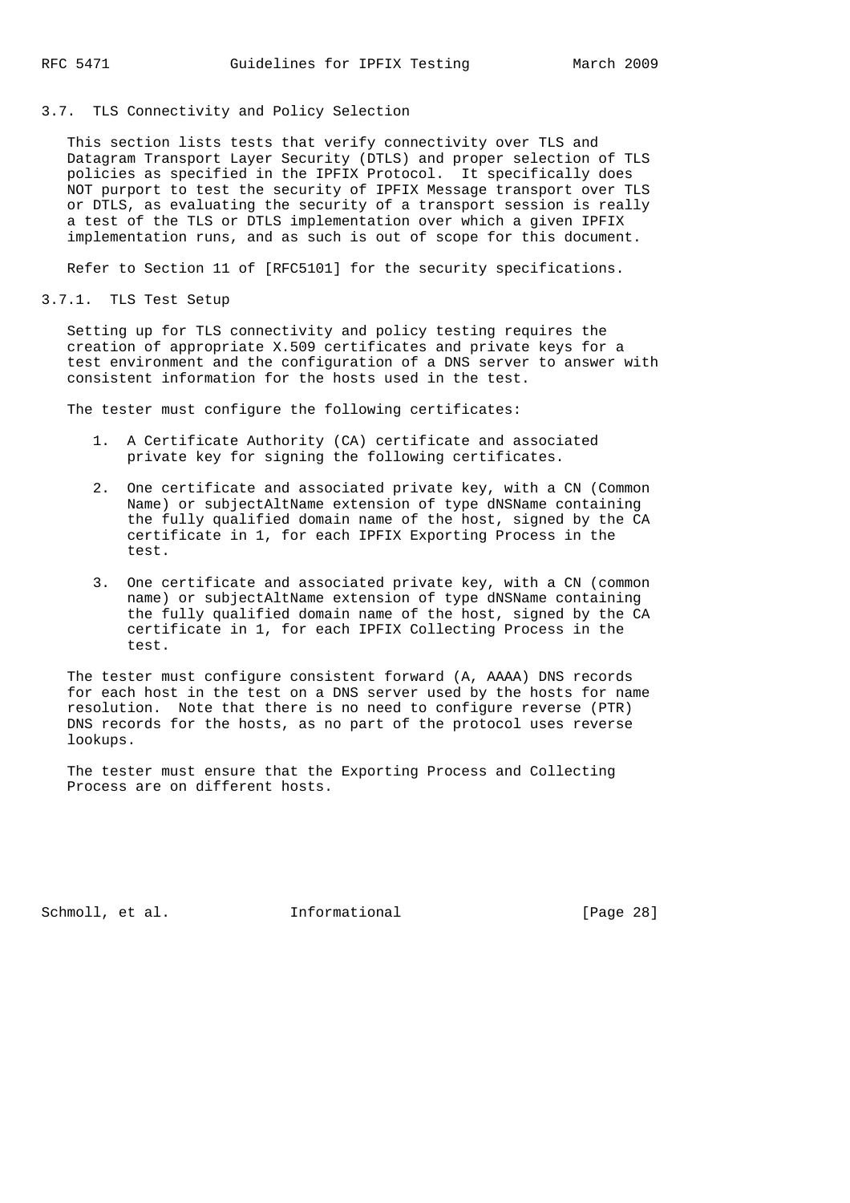### 3.7. TLS Connectivity and Policy Selection

This section lists tests that verify connectivity over TLS and Datagram Transport Layer Security (DTLS) and proper selection of TLS policies as specified in the IPFIX Protocol. It specifically does NOT purport to test the security of IPFIX Message transport over TLS or DTLS, as evaluating the security of a transport session is really a test of the TLS or DTLS implementation over which a given IPFIX implementation runs, and as such is out of scope for this document.

Refer to Section 11 of [RFC5101] for the security specifications.

#### 3.7.1. TLS Test Setup

Setting up for TLS connectivity and policy testing requires the creation of appropriate X.509 certificates and private keys for a test environment and the configuration of a DNS server to answer with consistent information for the hosts used in the test.

The tester must configure the following certificates:

1. A Certificate Authority (CA) certificate and associated private key for signing the following certificates.

2. One certificate and associated private key, with a CN (Common Name) or subjectAltName extension of type dNSName containing the fully qualified domain name of the host, signed by the CA certificate in 1, for each IPFIX Exporting Process in the test.

3. One certificate and associated private key, with a CN (common name) or subjectAltName extension of type dNSName containing the fully qualified domain name of the host, signed by the CA certificate in 1, for each IPFIX Collecting Process in the test.

The tester must configure consistent forward (A, AAAA) DNS records for each host in the test on a DNS server used by the hosts for name resolution. Note that there is no need to configure reverse (PTR) DNS records for the hosts, as no part of the protocol uses reverse lookups.

The tester must ensure that the Exporting Process and Collecting Process are on different hosts.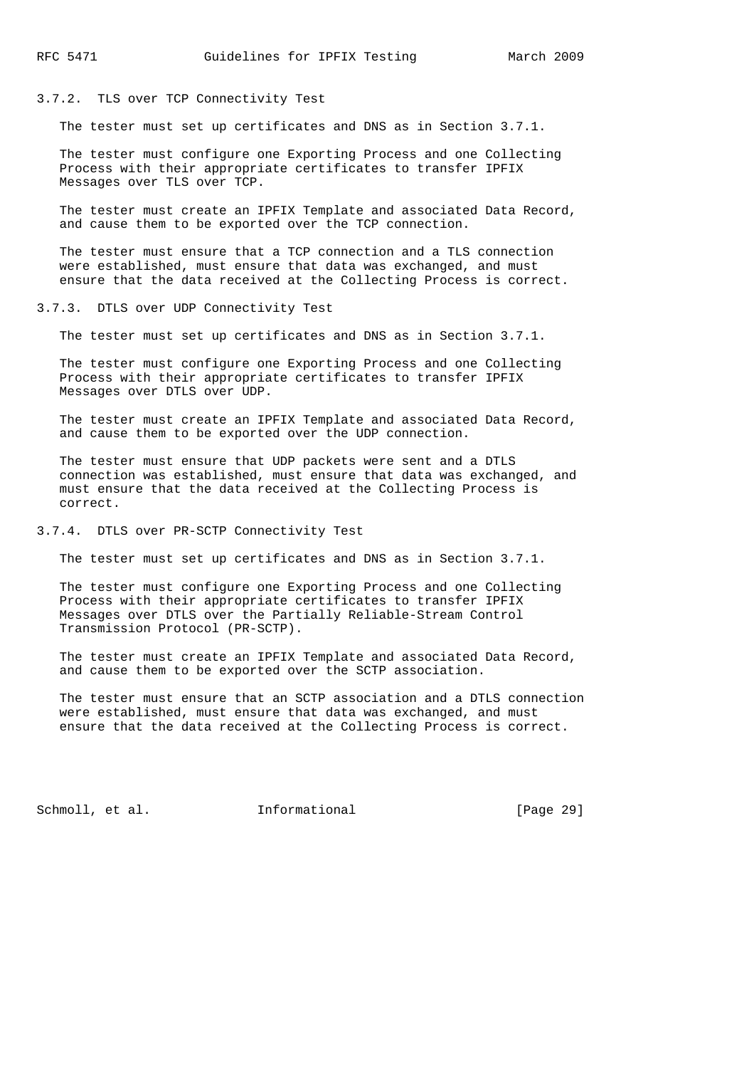### 3.7.2. TLS over TCP Connectivity Test

The tester must set up certificates and DNS as in Section 3.7.1.

The tester must configure one Exporting Process and one Collecting Process with their appropriate certificates to transfer IPFIX Messages over TLS over TCP.

The tester must create an IPFIX Template and associated Data Record, and cause them to be exported over the TCP connection.

The tester must ensure that a TCP connection and a TLS connection were established, must ensure that data was exchanged, and must ensure that the data received at the Collecting Process is correct.

### 3.7.3. DTLS over UDP Connectivity Test

The tester must set up certificates and DNS as in Section 3.7.1.

The tester must configure one Exporting Process and one Collecting Process with their appropriate certificates to transfer IPFIX Messages over DTLS over UDP.

The tester must create an IPFIX Template and associated Data Record, and cause them to be exported over the UDP connection.

The tester must ensure that UDP packets were sent and a DTLS connection was established, must ensure that data was exchanged, and must ensure that the data received at the Collecting Process is correct.

### 3.7.4. DTLS over PR-SCTP Connectivity Test

The tester must set up certificates and DNS as in Section 3.7.1.

The tester must configure one Exporting Process and one Collecting Process with their appropriate certificates to transfer IPFIX Messages over DTLS over the Partially Reliable-Stream Control Transmission Protocol (PR-SCTP).

The tester must create an IPFIX Template and associated Data Record, and cause them to be exported over the SCTP association.

The tester must ensure that an SCTP association and a DTLS connection were established, must ensure that data was exchanged, and must ensure that the data received at the Collecting Process is correct.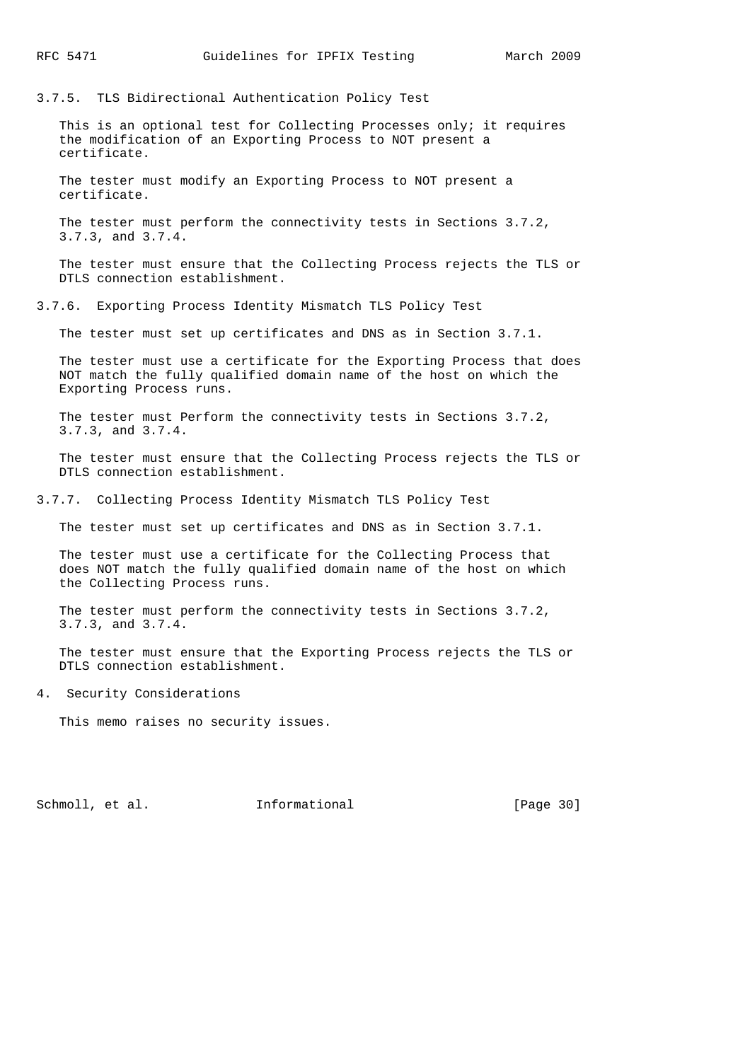### 3.7.5. TLS Bidirectional Authentication Policy Test

This is an optional test for Collecting Processes only; it requires the modification of an Exporting Process to NOT present a certificate.

The tester must modify an Exporting Process to NOT present a certificate.

The tester must perform the connectivity tests in Sections 3.7.2, 3.7.3, and 3.7.4.

The tester must ensure that the Collecting Process rejects the TLS or DTLS connection establishment.

### 3.7.6. Exporting Process Identity Mismatch TLS Policy Test

The tester must set up certificates and DNS as in Section 3.7.1.

The tester must use a certificate for the Exporting Process that does NOT match the fully qualified domain name of the host on which the Exporting Process runs.

The tester must Perform the connectivity tests in Sections 3.7.2, 3.7.3, and 3.7.4.

The tester must ensure that the Collecting Process rejects the TLS or DTLS connection establishment.

### 3.7.7. Collecting Process Identity Mismatch TLS Policy Test

The tester must set up certificates and DNS as in Section 3.7.1.

The tester must use a certificate for the Collecting Process that does NOT match the fully qualified domain name of the host on which the Collecting Process runs.

The tester must perform the connectivity tests in Sections 3.7.2, 3.7.3, and 3.7.4.

The tester must ensure that the Exporting Process rejects the TLS or DTLS connection establishment.

## 4. Security Considerations

This memo raises no security issues.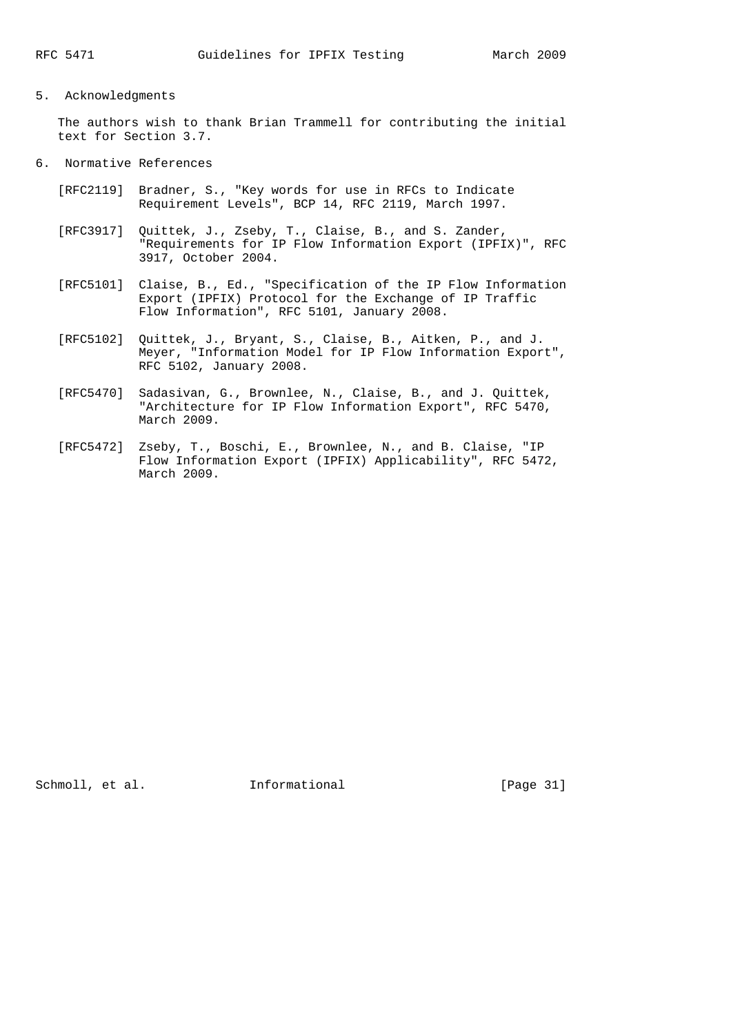## 5. Acknowledgments

The authors wish to thank Brian Trammell for contributing the initial text for Section 3.7.

## 6. Normative References

[RFC2119] Bradner, S., "Key words for use in RFCs to Indicate Requirement Levels", BCP 14, RFC 2119, March 1997.

[RFC3917] Quittek, J., Zseby, T., Claise, B., and S. Zander, "Requirements for IP Flow Information Export (IPFIX)", RFC 3917, October 2004.

[RFC5101] Claise, B., Ed., "Specification of the IP Flow Information Export (IPFIX) Protocol for the Exchange of IP Traffic Flow Information", RFC 5101, January 2008.

[RFC5102] Quittek, J., Bryant, S., Claise, B., Aitken, P., and J. Meyer, "Information Model for IP Flow Information Export", RFC 5102, January 2008.

[RFC5470] Sadasivan, G., Brownlee, N., Claise, B., and J. Quittek, "Architecture for IP Flow Information Export", RFC 5470, March 2009.

[RFC5472] Zseby, T., Boschi, E., Brownlee, N., and B. Claise, "IP Flow Information Export (IPFIX) Applicability", RFC 5472, March 2009.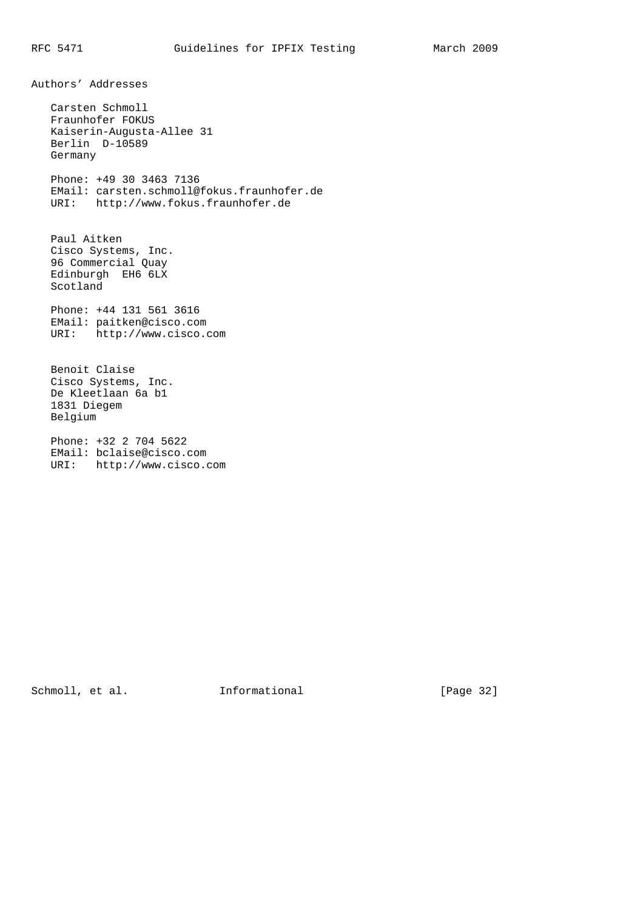## Authors' Addresses

Carsten Schmoll
Fraunhofer FOKUS
Kaiserin-Augusta-Allee 31
Berlin  D-10589
Germany

Phone: +49 30 3463 7136
EMail: carsten.schmoll@fokus.fraunhofer.de
URI:   http://www.fokus.fraunhofer.de

Paul Aitken
Cisco Systems, Inc.
96 Commercial Quay
Edinburgh  EH6 6LX
Scotland

Phone: +44 131 561 3616
EMail: paitken@cisco.com
URI:   http://www.cisco.com

Benoit Claise
Cisco Systems, Inc.
De Kleetlaan 6a b1
1831 Diegem
Belgium

Phone: +32 2 704 5622
EMail: bclaise@cisco.com
URI:   http://www.cisco.com